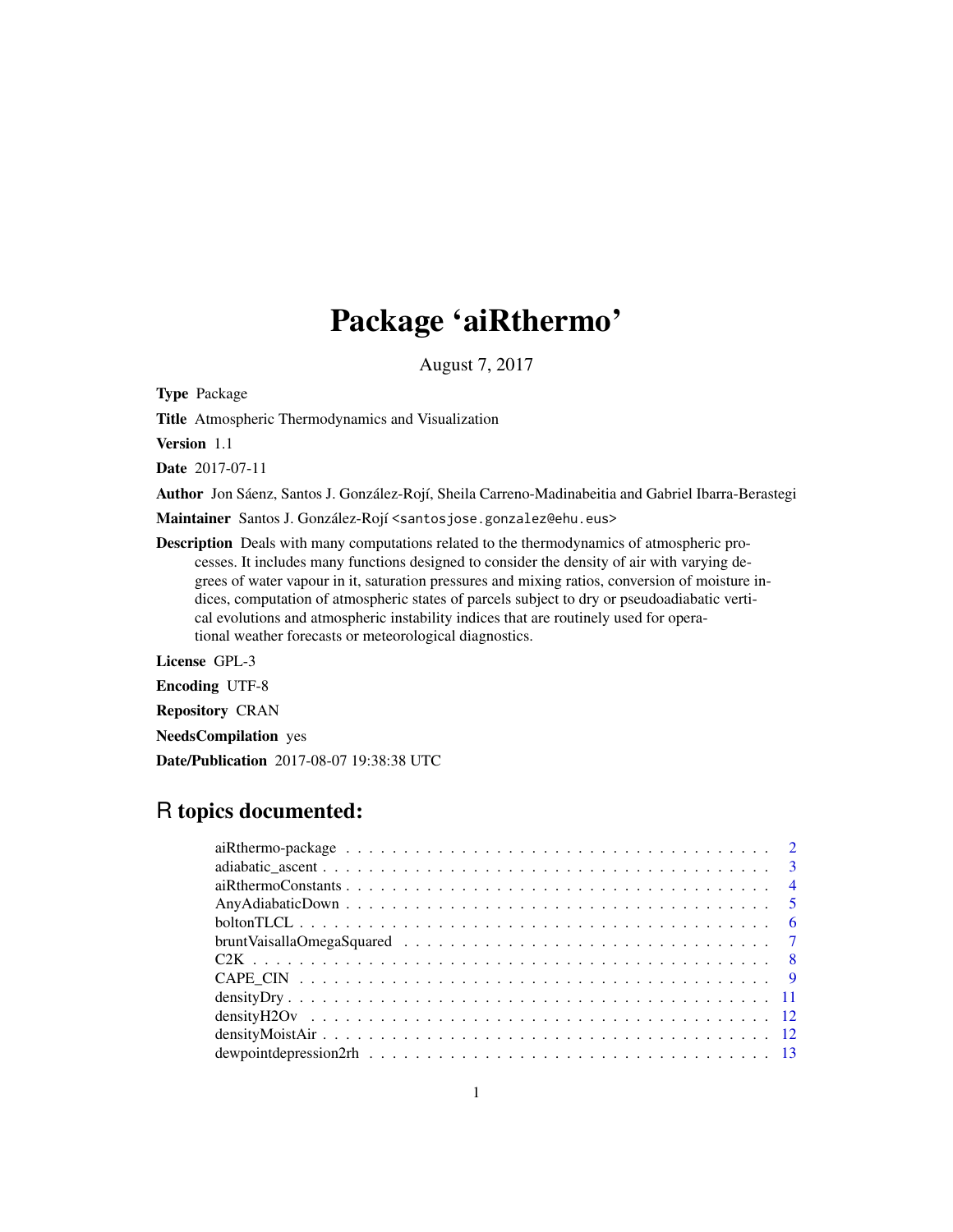# Package 'aiRthermo'

August 7, 2017

**Type** Package

**Title** Atmospheric Thermodynamics and Visualization

**Version** 1.1

**Date** 2017-07-11

**Author** Jon Sáenz, Santos J. González-Rojí, Sheila Carreno-Madinabeitia and Gabriel Ibarra-Berastegi

**Maintainer** Santos J. González-Rojí <santosjose.gonzalez@ehu.eus>

**Description** Deals with many computations related to the thermodynamics of atmospheric processes. It includes many functions designed to consider the density of air with varying degrees of water vapour in it, saturation pressures and mixing ratios, conversion of moisture indices, computation of atmospheric states of parcels subject to dry or pseudoadiabatic vertical evolutions and atmospheric instability indices that are routinely used for operational weather forecasts or meteorological diagnostics.

**License** GPL-3

**Encoding** UTF-8

**Repository** CRAN

**NeedsCompilation** yes

**Date/Publication** 2017-08-07 19:38:38 UTC

## R topics documented:

| | |
|---|---|
| aiRthermo-package | 2 |
| adiabatic_ascent | 3 |
| aiRthermoConstants | 4 |
| AnyAdiabaticDown | 5 |
| boltonTLCL | 6 |
| bruntVaisallaOmegaSquared | 7 |
| C2K | 8 |
| CAPE_CIN | 9 |
| densityDry | 11 |
| densityH2Ov | 12 |
| densityMoistAir | 12 |
| dewpointdepression2rh | 13 |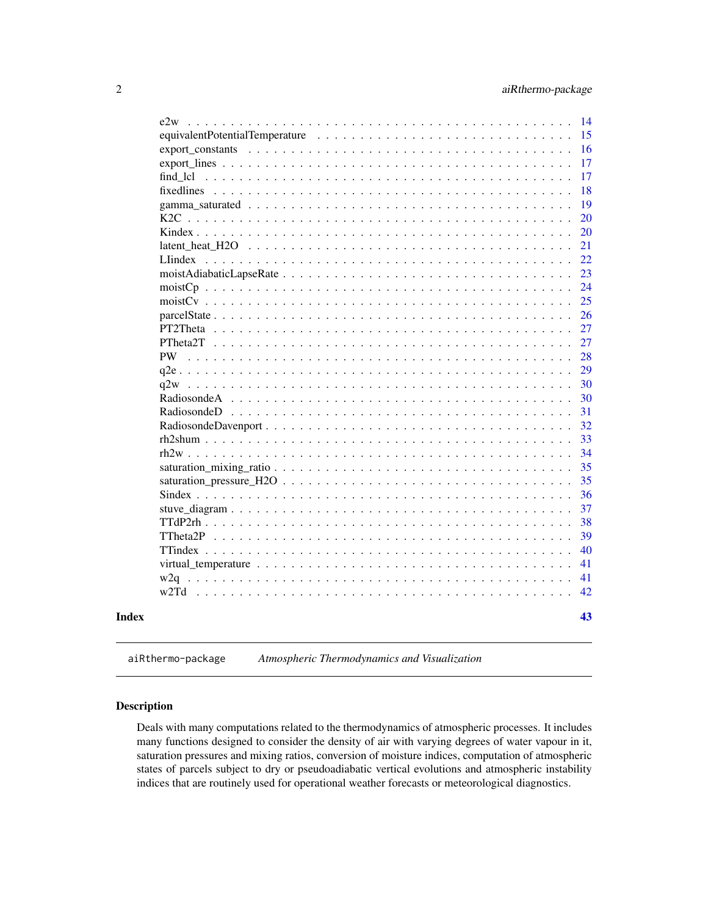| | |
|---|---|
| e2w | 14 |
| equivalentPotentialTemperature | 15 |
| export_constants | 16 |
| export_lines | 17 |
| find_lcl | 17 |
| fixedlines | 18 |
| gamma_saturated | 19 |
| K2C | 20 |
| Kindex | 20 |
| latent_heat_H2O | 21 |
| LIindex | 22 |
| moistAdiabaticLapseRate | 23 |
| moistCp | 24 |
| moistCv | 25 |
| parcelState | 26 |
| PT2Theta | 27 |
| PTheta2T | 27 |
| PW | 28 |
| q2e | 29 |
| q2w | 30 |
| RadiosondeA | 30 |
| RadiosondeD | 31 |
| RadiosondeDavenport | 32 |
| rh2shum | 33 |
| rh2w | 34 |
| saturation_mixing_ratio | 35 |
| saturation_pressure_H2O | 35 |
| Sindex | 36 |
| stuve_diagram | 37 |
| TTdP2rh | 38 |
| TTheta2P | 39 |
| TTindex | 40 |
| virtual_temperature | 41 |
| w2q | 41 |
| w2Td | 42 |

**Index** **43**

---

`aiRthermo-package` *Atmospheric Thermodynamics and Visualization*

---

## Description

Deals with many computations related to the thermodynamics of atmospheric processes. It includes many functions designed to consider the density of air with varying degrees of water vapour in it, saturation pressures and mixing ratios, conversion of moisture indices, computation of atmospheric states of parcels subject to dry or pseudoadiabatic vertical evolutions and atmospheric instability indices that are routinely used for operational weather forecasts or meteorological diagnostics.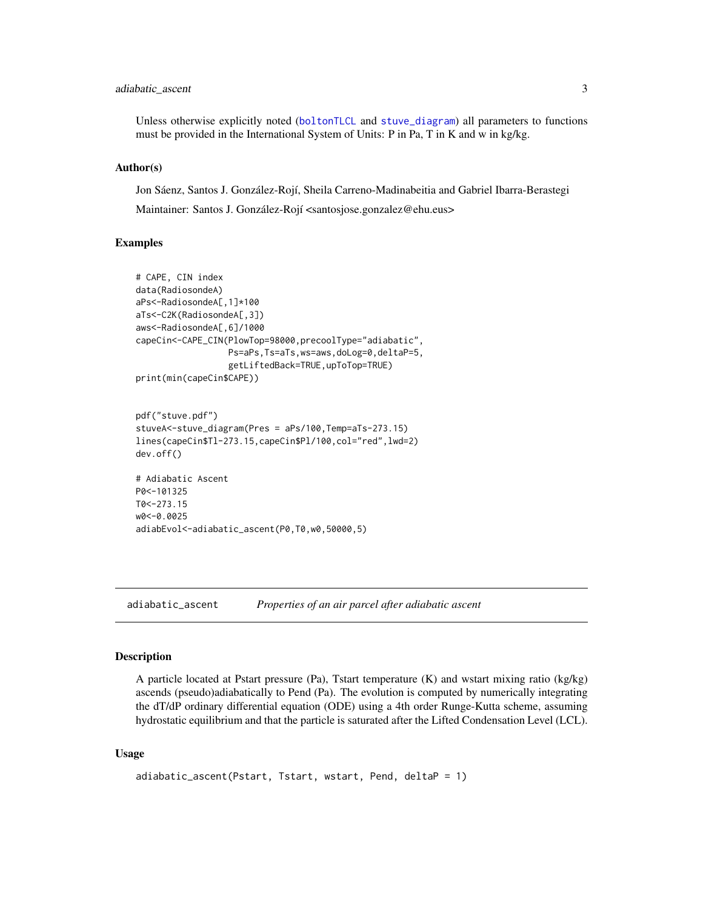Unless otherwise explicitly noted (boltonTLCL and stuve_diagram) all parameters to functions must be provided in the International System of Units: P in Pa, T in K and w in kg/kg.

### Author(s)

Jon Sáenz, Santos J. González-Rojí, Sheila Carreno-Madinabeitia and Gabriel Ibarra-Berastegi

Maintainer: Santos J. González-Rojí <santosjose.gonzalez@ehu.eus>

### Examples

```
# CAPE, CIN index
data(RadiosondeA)
aPs<-RadiosondeA[,1]*100
aTs<-C2K(RadiosondeA[,3])
aws<-RadiosondeA[,6]/1000
capeCin<-CAPE_CIN(PlowTop=98000,precoolType="adiabatic",
                  Ps=aPs,Ts=aTs,ws=aws,doLog=0,deltaP=5,
                  getLiftedBack=TRUE,upToTop=TRUE)
print(min(capeCin$CAPE))


pdf("stuve.pdf")
stuveA<-stuve_diagram(Pres = aPs/100,Temp=aTs-273.15)
lines(capeCin$Tl-273.15,capeCin$Pl/100,col="red",lwd=2)
dev.off()

# Adiabatic Ascent
P0<-101325
T0<-273.15
w0<-0.0025
adiabEvol<-adiabatic_ascent(P0,T0,w0,50000,5)
```

## adiabatic_ascent *Properties of an air parcel after adiabatic ascent*

### Description

A particle located at Pstart pressure (Pa), Tstart temperature (K) and wstart mixing ratio (kg/kg) ascends (pseudo)adiabatically to Pend (Pa). The evolution is computed by numerically integrating the dT/dP ordinary differential equation (ODE) using a 4th order Runge-Kutta scheme, assuming hydrostatic equilibrium and that the particle is saturated after the Lifted Condensation Level (LCL).

### Usage

```
adiabatic_ascent(Pstart, Tstart, wstart, Pend, deltaP = 1)
```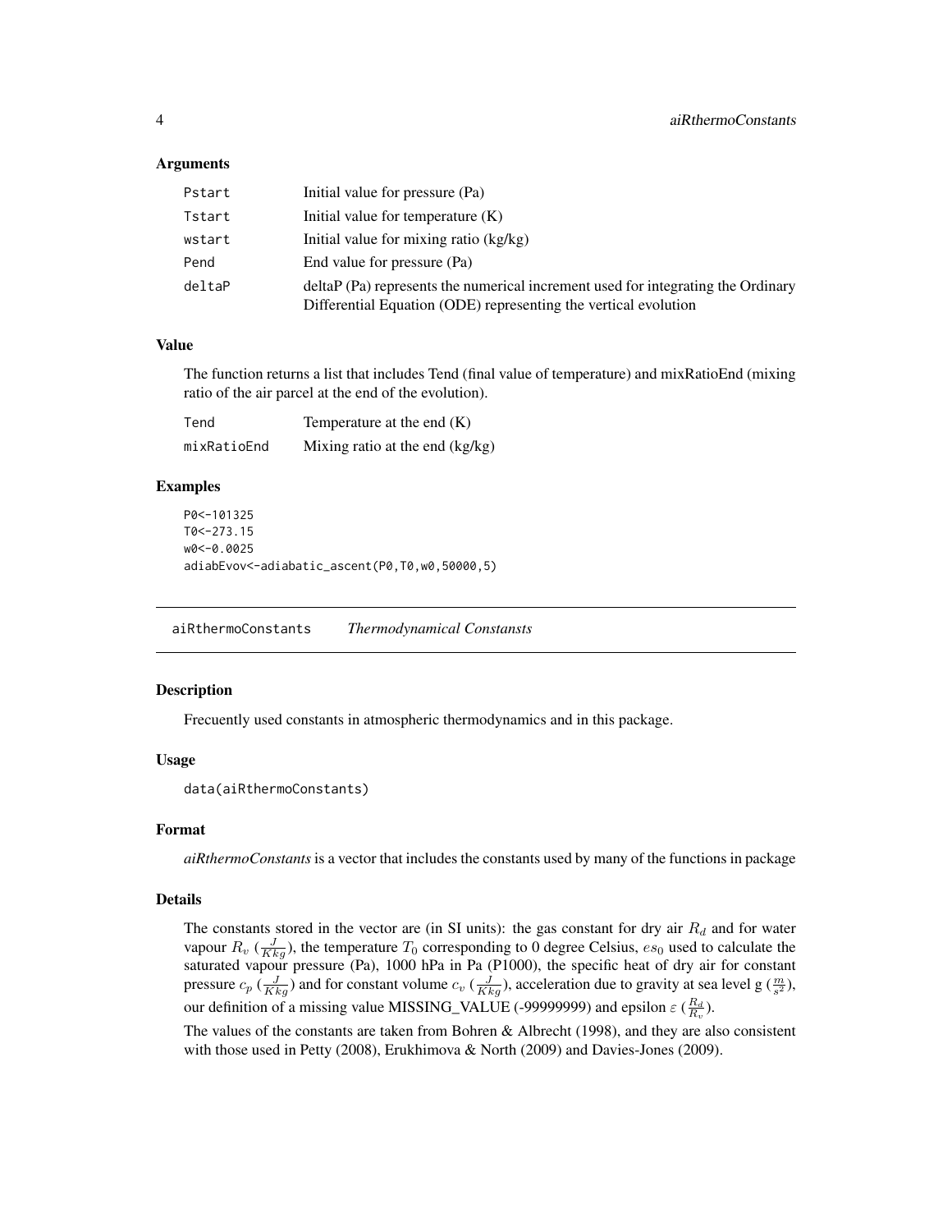### Arguments

| | |
|---|---|
| Pstart | Initial value for pressure (Pa) |
| Tstart | Initial value for temperature (K) |
| wstart | Initial value for mixing ratio (kg/kg) |
| Pend | End value for pressure (Pa) |
| deltaP | deltaP (Pa) represents the numerical increment used for integrating the Ordinary Differential Equation (ODE) representing the vertical evolution |

### Value

The function returns a list that includes Tend (final value of temperature) and mixRatioEnd (mixing ratio of the air parcel at the end of the evolution).

| | |
|---|---|
| Tend | Temperature at the end (K) |
| mixRatioEnd | Mixing ratio at the end (kg/kg) |

### Examples

```
P0<-101325
T0<-273.15
w0<-0.0025
adiabEvov<-adiabatic_ascent(P0,T0,w0,50000,5)
```

## aiRthermoConstants *Thermodynamical Constansts*

### Description

Frecuently used constants in atmospheric thermodynamics and in this package.

### Usage

```
data(aiRthermoConstants)
```

### Format

*aiRthermoConstants* is a vector that includes the constants used by many of the functions in package

### Details

The constants stored in the vector are (in SI units): the gas constant for dry air $R_d$ and for water vapour $R_v$ ($\frac{J}{Kkg}$), the temperature $T_0$ corresponding to 0 degree Celsius, $es_0$ used to calculate the saturated vapour pressure (Pa), 1000 hPa in Pa (P1000), the specific heat of dry air for constant pressure $c_p$ ($\frac{J}{Kkg}$) and for constant volume $c_v$ ($\frac{J}{Kkg}$), acceleration due to gravity at sea level g ($\frac{m}{s^2}$), our definition of a missing value MISSING_VALUE (-99999999) and epsilon $\varepsilon$ ($\frac{R_d}{R_v}$).

The values of the constants are taken from Bohren & Albrecht (1998), and they are also consistent with those used in Petty (2008), Erukhimova & North (2009) and Davies-Jones (2009).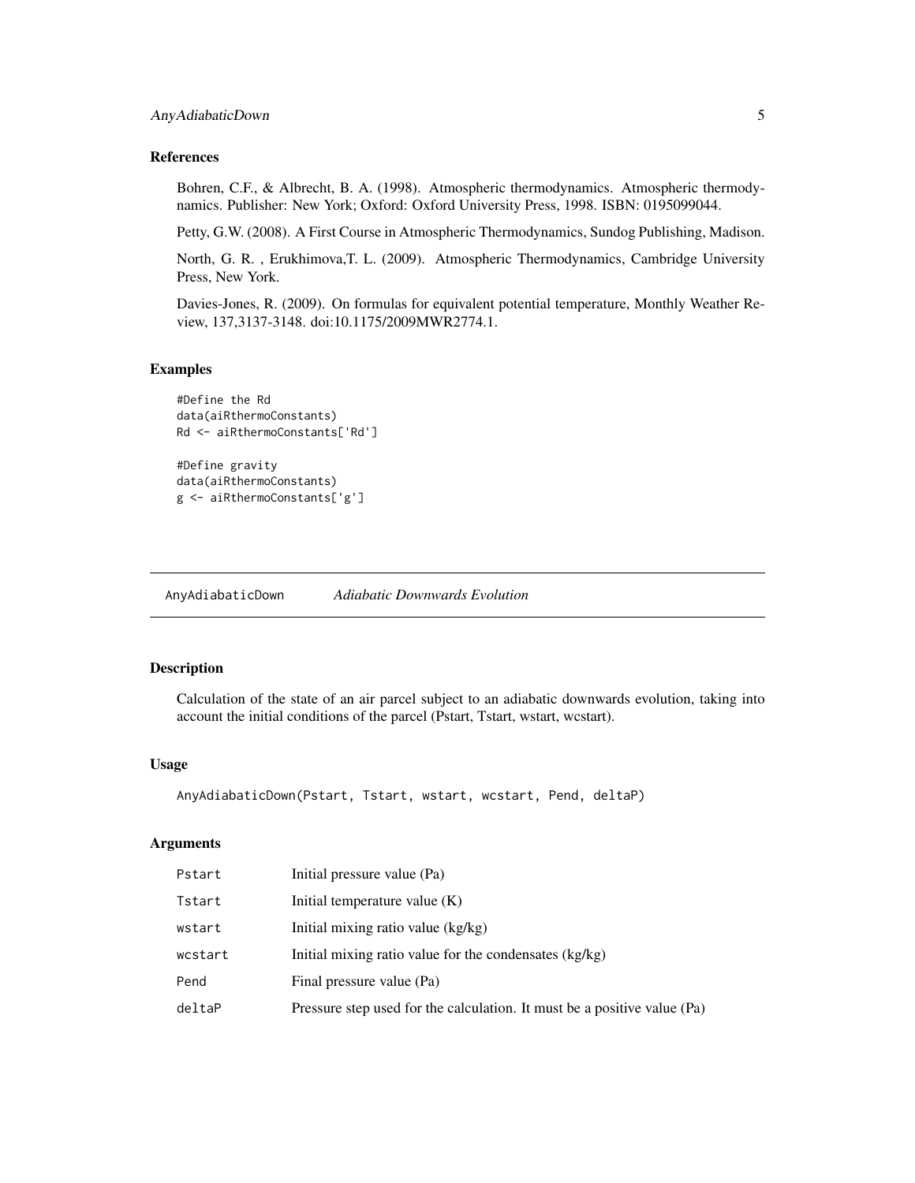### References

Bohren, C.F., & Albrecht, B. A. (1998). Atmospheric thermodynamics. Atmospheric thermodynamics. Publisher: New York; Oxford: Oxford University Press, 1998. ISBN: 0195099044.

Petty, G.W. (2008). A First Course in Atmospheric Thermodynamics, Sundog Publishing, Madison.

North, G. R. , Erukhimova,T. L. (2009). Atmospheric Thermodynamics, Cambridge University Press, New York.

Davies-Jones, R. (2009). On formulas for equivalent potential temperature, Monthly Weather Review, 137,3137-3148. doi:10.1175/2009MWR2774.1.

### Examples

```
#Define the Rd
data(aiRthermoConstants)
Rd <- aiRthermoConstants['Rd']

#Define gravity
data(aiRthermoConstants)
g <- aiRthermoConstants['g']
```

---

## AnyAdiabaticDown *Adiabatic Downwards Evolution*

---

### Description

Calculation of the state of an air parcel subject to an adiabatic downwards evolution, taking into account the initial conditions of the parcel (Pstart, Tstart, wstart, wcstart).

### Usage

```
AnyAdiabaticDown(Pstart, Tstart, wstart, wcstart, Pend, deltaP)
```

### Arguments

| | |
|---|---|
| Pstart | Initial pressure value (Pa) |
| Tstart | Initial temperature value (K) |
| wstart | Initial mixing ratio value (kg/kg) |
| wcstart | Initial mixing ratio value for the condensates (kg/kg) |
| Pend | Final pressure value (Pa) |
| deltaP | Pressure step used for the calculation. It must be a positive value (Pa) |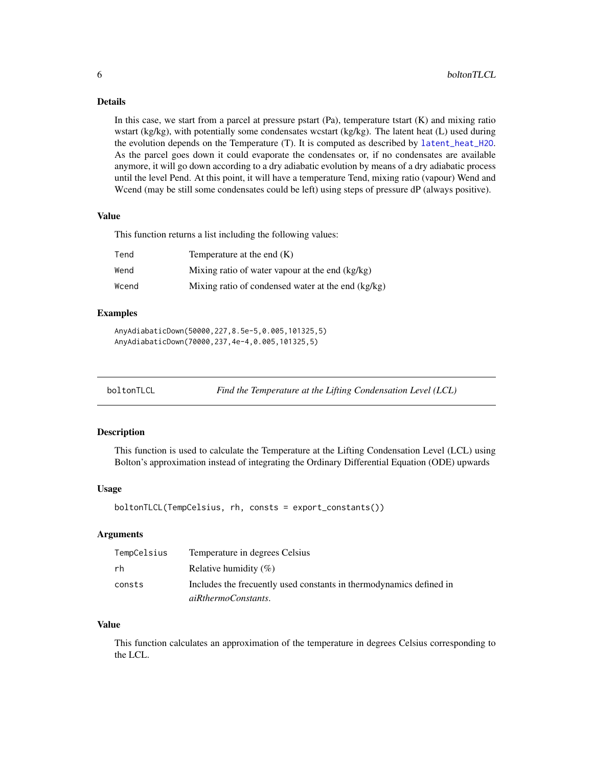### Details

In this case, we start from a parcel at pressure pstart (Pa), temperature tstart (K) and mixing ratio wstart (kg/kg), with potentially some condensates wcstart (kg/kg). The latent heat (L) used during the evolution depends on the Temperature (T). It is computed as described by `latent_heat_H2O`. As the parcel goes down it could evaporate the condensates or, if no condensates are available anymore, it will go down according to a dry adiabatic evolution by means of a dry adiabatic process until the level Pend. At this point, it will have a temperature Tend, mixing ratio (vapour) Wend and Wcend (may be still some condensates could be left) using steps of pressure dP (always positive).

### Value

This function returns a list including the following values:

| | |
|---|---|
| `Tend` | Temperature at the end (K) |
| `Wend` | Mixing ratio of water vapour at the end (kg/kg) |
| `Wcend` | Mixing ratio of condensed water at the end (kg/kg) |

### Examples

```
AnyAdiabaticDown(50000,227,8.5e-5,0.005,101325,5)
AnyAdiabaticDown(70000,237,4e-4,0.005,101325,5)
```

## boltonTLCL — *Find the Temperature at the Lifting Condensation Level (LCL)*

### Description

This function is used to calculate the Temperature at the Lifting Condensation Level (LCL) using Bolton's approximation instead of integrating the Ordinary Differential Equation (ODE) upwards

### Usage

```
boltonTLCL(TempCelsius, rh, consts = export_constants())
```

### Arguments

| | |
|---|---|
| `TempCelsius` | Temperature in degrees Celsius |
| `rh` | Relative humidity (%) |
| `consts` | Includes the frecuently used constants in thermodynamics defined in *aiRthermoConstants*. |

### Value

This function calculates an approximation of the temperature in degrees Celsius corresponding to the LCL.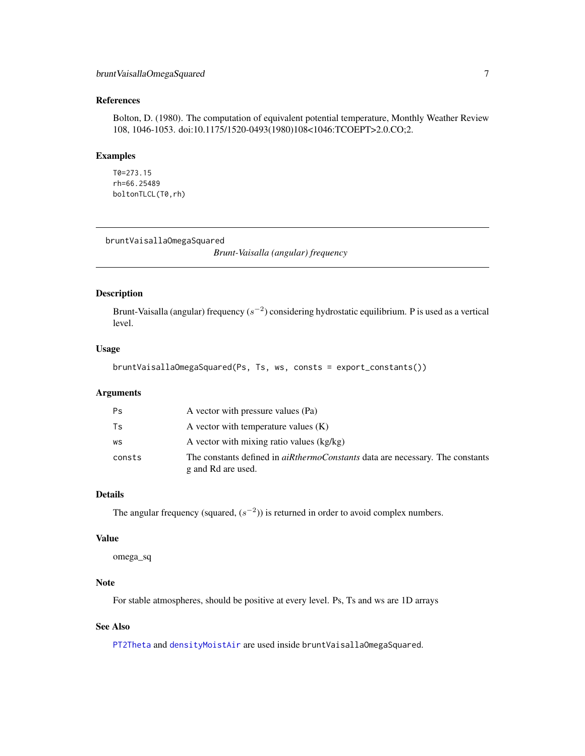## References

Bolton, D. (1980). The computation of equivalent potential temperature, Monthly Weather Review 108, 1046-1053. doi:10.1175/1520-0493(1980)108<1046:TCOEPT>2.0.CO;2.

## Examples

```
T0=273.15
rh=66.25489
boltonTLCL(T0,rh)
```

---

# bruntVaisallaOmegaSquared — *Brunt-Vaisalla (angular) frequency*

## Description

Brunt-Vaisalla (angular) frequency ($s^{-2}$) considering hydrostatic equilibrium. P is used as a vertical level.

## Usage

```
bruntVaisallaOmegaSquared(Ps, Ts, ws, consts = export_constants())
```

## Arguments

| | |
|---|---|
| Ps | A vector with pressure values (Pa) |
| Ts | A vector with temperature values (K) |
| ws | A vector with mixing ratio values (kg/kg) |
| consts | The constants defined in *aiRthermoConstants* data are necessary. The constants g and Rd are used. |

## Details

The angular frequency (squared, ($s^{-2}$)) is returned in order to avoid complex numbers.

## Value

omega_sq

## Note

For stable atmospheres, should be positive at every level. Ps, Ts and ws are 1D arrays

## See Also

PT2Theta and densityMoistAir are used inside bruntVaisallaOmegaSquared.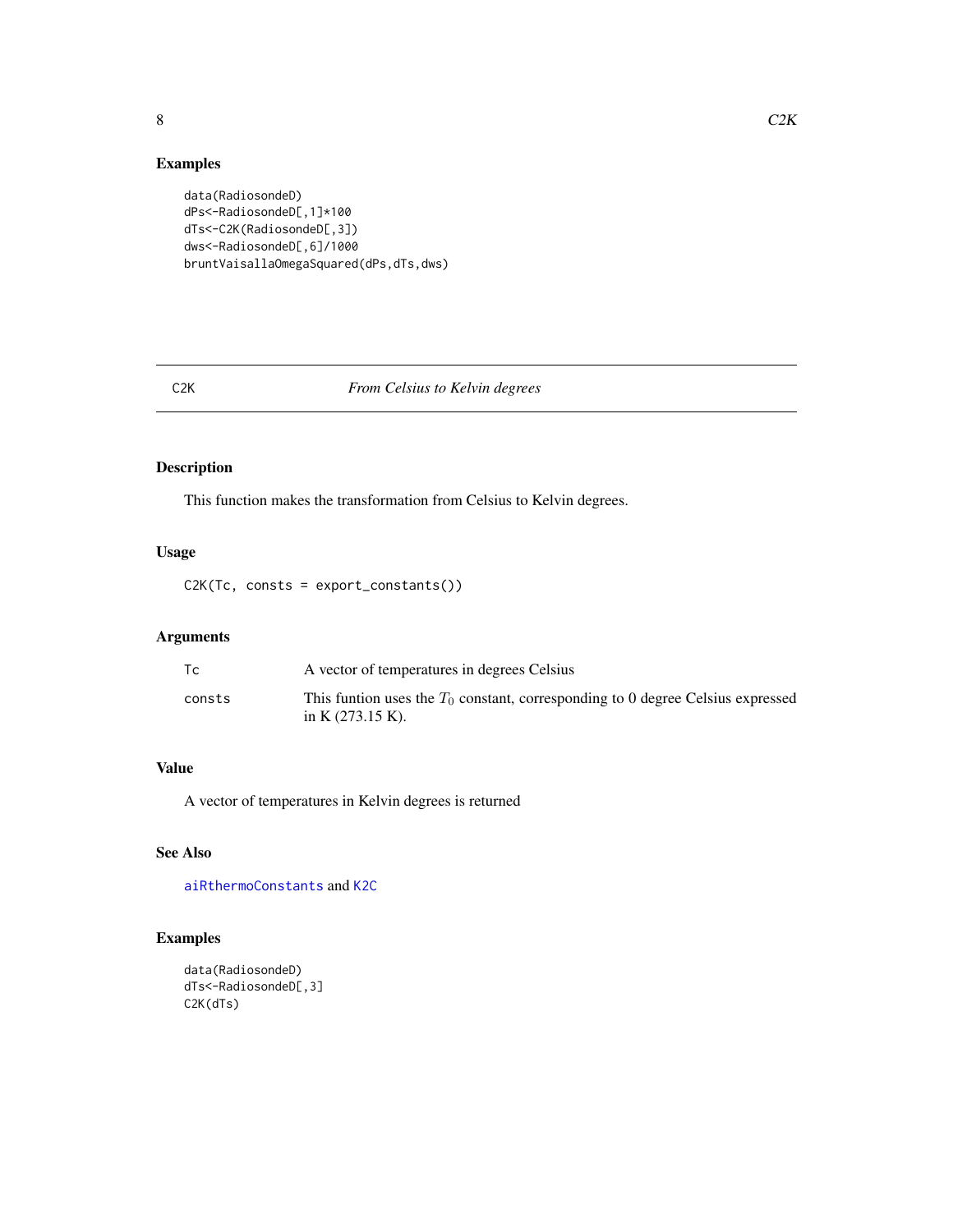## Examples

```
data(RadiosondeD)
dPs<-RadiosondeD[,1]*100
dTs<-C2K(RadiosondeD[,3])
dws<-RadiosondeD[,6]/1000
bruntVaisallaOmegaSquared(dPs,dTs,dws)
```

# C2K *From Celsius to Kelvin degrees*

## Description

This function makes the transformation from Celsius to Kelvin degrees.

## Usage

```
C2K(Tc, consts = export_constants())
```

## Arguments

| | |
|---|---|
| Tc | A vector of temperatures in degrees Celsius |
| consts | This funtion uses the $T_0$ constant, corresponding to 0 degree Celsius expressed in K (273.15 K). |

## Value

A vector of temperatures in Kelvin degrees is returned

## See Also

aiRthermoConstants and K2C

## Examples

```
data(RadiosondeD)
dTs<-RadiosondeD[,3]
C2K(dTs)
```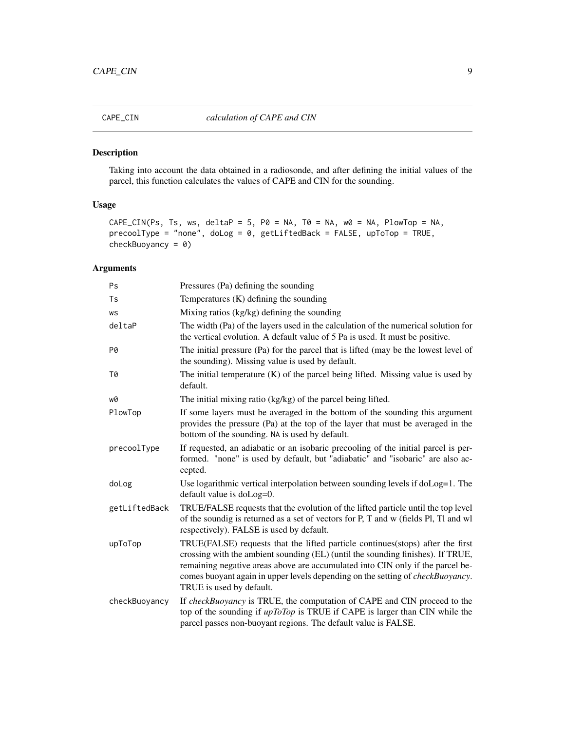## CAPE_CIN — *calculation of CAPE and CIN*

### Description

Taking into account the data obtained in a radiosonde, and after defining the initial values of the parcel, this function calculates the values of CAPE and CIN for the sounding.

### Usage

```
CAPE_CIN(Ps, Ts, ws, deltaP = 5, P0 = NA, T0 = NA, w0 = NA, PlowTop = NA,
precoolType = "none", doLog = 0, getLiftedBack = FALSE, upToTop = TRUE,
checkBuoyancy = 0)
```

### Arguments

| | |
|---|---|
| Ps | Pressures (Pa) defining the sounding |
| Ts | Temperatures (K) defining the sounding |
| ws | Mixing ratios (kg/kg) defining the sounding |
| deltaP | The width (Pa) of the layers used in the calculation of the numerical solution for the vertical evolution. A default value of 5 Pa is used. It must be positive. |
| P0 | The initial pressure (Pa) for the parcel that is lifted (may be the lowest level of the sounding). Missing value is used by default. |
| T0 | The initial temperature (K) of the parcel being lifted. Missing value is used by default. |
| w0 | The initial mixing ratio (kg/kg) of the parcel being lifted. |
| PlowTop | If some layers must be averaged in the bottom of the sounding this argument provides the pressure (Pa) at the top of the layer that must be averaged in the bottom of the sounding. NA is used by default. |
| precoolType | If requested, an adiabatic or an isobaric precooling of the initial parcel is performed. "none" is used by default, but "adiabatic" and "isobaric" are also accepted. |
| doLog | Use logarithmic vertical interpolation between sounding levels if doLog=1. The default value is doLog=0. |
| getLiftedBack | TRUE/FALSE requests that the evolution of the lifted particle until the top level of the soundig is returned as a set of vectors for P, T and w (fields Pl, Tl and wl respectively). FALSE is used by default. |
| upToTop | TRUE(FALSE) requests that the lifted particle continues(stops) after the first crossing with the ambient sounding (EL) (until the sounding finishes). If TRUE, remaining negative areas above are accumulated into CIN only if the parcel becomes buoyant again in upper levels depending on the setting of *checkBuoyancy*. TRUE is used by default. |
| checkBuoyancy | If *checkBuoyancy* is TRUE, the computation of CAPE and CIN proceed to the top of the sounding if *upToTop* is TRUE if CAPE is larger than CIN while the parcel passes non-buoyant regions. The default value is FALSE. |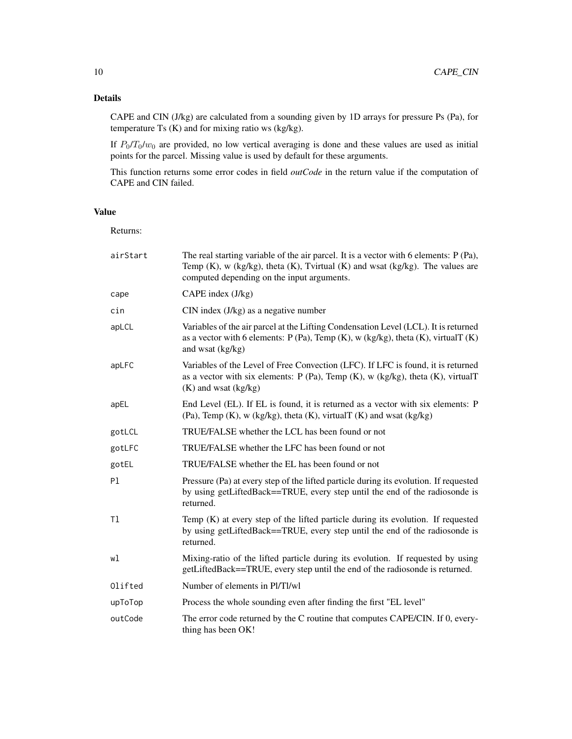## Details

CAPE and CIN (J/kg) are calculated from a sounding given by 1D arrays for pressure Ps (Pa), for temperature Ts (K) and for mixing ratio ws (kg/kg).

If $P_0$/$T_0$/$w_0$ are provided, no low vertical averaging is done and these values are used as initial points for the parcel. Missing value is used by default for these arguments.

This function returns some error codes in field *outCode* in the return value if the computation of CAPE and CIN failed.

## Value

Returns:

| | |
|---|---|
| `airStart` | The real starting variable of the air parcel. It is a vector with 6 elements: P (Pa), Temp (K), w (kg/kg), theta (K), Tvirtual (K) and wsat (kg/kg). The values are computed depending on the input arguments. |
| `cape` | CAPE index (J/kg) |
| `cin` | CIN index (J/kg) as a negative number |
| `apLCL` | Variables of the air parcel at the Lifting Condensation Level (LCL). It is returned as a vector with 6 elements: P (Pa), Temp (K), w (kg/kg), theta (K), virtualT (K) and wsat (kg/kg) |
| `apLFC` | Variables of the Level of Free Convection (LFC). If LFC is found, it is returned as a vector with six elements: P (Pa), Temp (K), w (kg/kg), theta (K), virtualT (K) and wsat (kg/kg) |
| `apEL` | End Level (EL). If EL is found, it is returned as a vector with six elements: P (Pa), Temp (K), w (kg/kg), theta (K), virtualT (K) and wsat (kg/kg) |
| `gotLCL` | TRUE/FALSE whether the LCL has been found or not |
| `gotLFC` | TRUE/FALSE whether the LFC has been found or not |
| `gotEL` | TRUE/FALSE whether the EL has been found or not |
| `Pl` | Pressure (Pa) at every step of the lifted particle during its evolution. If requested by using getLiftedBack==TRUE, every step until the end of the radiosonde is returned. |
| `Tl` | Temp (K) at every step of the lifted particle during its evolution. If requested by using getLiftedBack==TRUE, every step until the end of the radiosonde is returned. |
| `wl` | Mixing-ratio of the lifted particle during its evolution. If requested by using getLiftedBack==TRUE, every step until the end of the radiosonde is returned. |
| `Olifted` | Number of elements in Pl/Tl/wl |
| `upToTop` | Process the whole sounding even after finding the first "EL level" |
| `outCode` | The error code returned by the C routine that computes CAPE/CIN. If 0, everything has been OK! |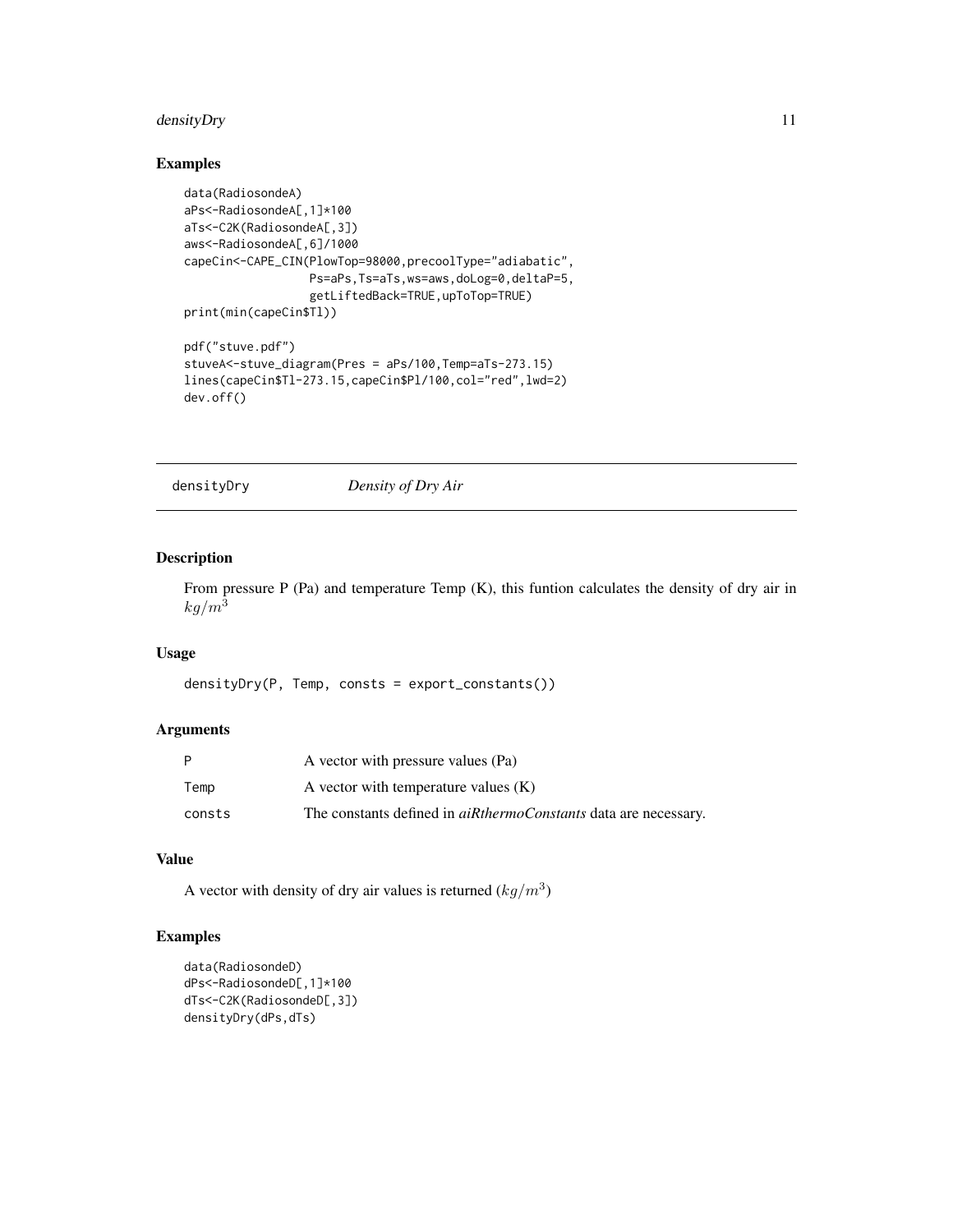## Examples

```
data(RadiosondeA)
aPs<-RadiosondeA[,1]*100
aTs<-C2K(RadiosondeA[,3])
aws<-RadiosondeA[,6]/1000
capeCin<-CAPE_CIN(PlowTop=98000,precoolType="adiabatic",
                  Ps=aPs,Ts=aTs,ws=aws,doLog=0,deltaP=5,
                  getLiftedBack=TRUE,upToTop=TRUE)
print(min(capeCin$Tl))

pdf("stuve.pdf")
stuveA<-stuve_diagram(Pres = aPs/100,Temp=aTs-273.15)
lines(capeCin$Tl-273.15,capeCin$Pl/100,col="red",lwd=2)
dev.off()
```

---

# densityDry — *Density of Dry Air*

## Description

From pressure P (Pa) and temperature Temp (K), this funtion calculates the density of dry air in $kg/m^3$

## Usage

```
densityDry(P, Temp, consts = export_constants())
```

## Arguments

| | |
|---|---|
| P | A vector with pressure values (Pa) |
| Temp | A vector with temperature values (K) |
| consts | The constants defined in *aiRthermoConstants* data are necessary. |

## Value

A vector with density of dry air values is returned ($kg/m^3$)

## Examples

```
data(RadiosondeD)
dPs<-RadiosondeD[,1]*100
dTs<-C2K(RadiosondeD[,3])
densityDry(dPs,dTs)
```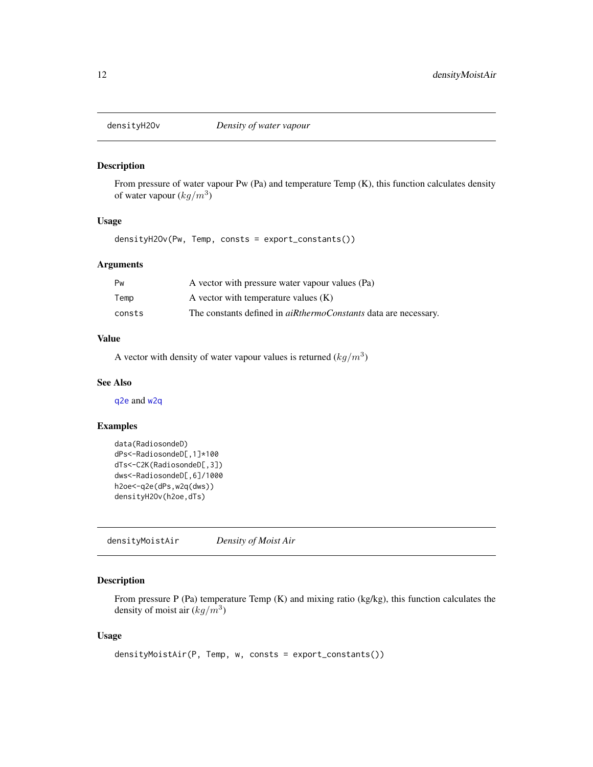## densityH2Ov — *Density of water vapour*

### Description

From pressure of water vapour Pw (Pa) and temperature Temp (K), this function calculates density of water vapour ($kg/m^3$)

### Usage

```
densityH2Ov(Pw, Temp, consts = export_constants())
```

### Arguments

| | |
|---|---|
| Pw | A vector with pressure water vapour values (Pa) |
| Temp | A vector with temperature values (K) |
| consts | The constants defined in *aiRthermoConstants* data are necessary. |

### Value

A vector with density of water vapour values is returned ($kg/m^3$)

### See Also

q2e and w2q

### Examples

```
data(RadiosondeD)
dPs<-RadiosondeD[,1]*100
dTs<-C2K(RadiosondeD[,3])
dws<-RadiosondeD[,6]/1000
h2oe<-q2e(dPs,w2q(dws))
densityH2Ov(h2oe,dTs)
```

## densityMoistAir — *Density of Moist Air*

### Description

From pressure P (Pa) temperature Temp (K) and mixing ratio (kg/kg), this function calculates the density of moist air ($kg/m^3$)

### Usage

```
densityMoistAir(P, Temp, w, consts = export_constants())
```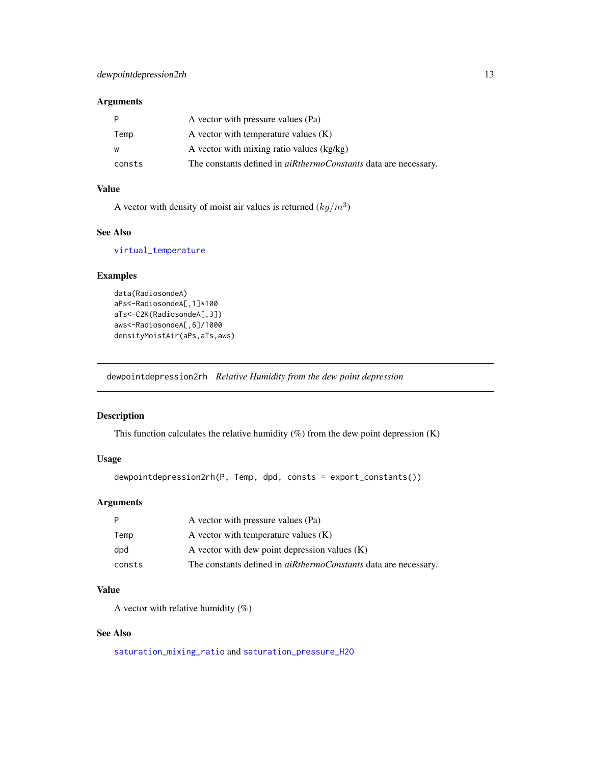### Arguments

| | |
|---|---|
| P | A vector with pressure values (Pa) |
| Temp | A vector with temperature values (K) |
| w | A vector with mixing ratio values (kg/kg) |
| consts | The constants defined in *aiRthermoConstants* data are necessary. |

### Value

A vector with density of moist air values is returned ($kg/m^3$)

### See Also

virtual_temperature

### Examples

```
data(RadiosondeA)
aPs<-RadiosondeA[,1]*100
aTs<-C2K(RadiosondeA[,3])
aws<-RadiosondeA[,6]/1000
densityMoistAir(aPs,aTs,aws)
```

---

## dewpointdepression2rh *Relative Humidity from the dew point depression*

### Description

This function calculates the relative humidity (%) from the dew point depression (K)

### Usage

```
dewpointdepression2rh(P, Temp, dpd, consts = export_constants())
```

### Arguments

| | |
|---|---|
| P | A vector with pressure values (Pa) |
| Temp | A vector with temperature values (K) |
| dpd | A vector with dew point depression values (K) |
| consts | The constants defined in *aiRthermoConstants* data are necessary. |

### Value

A vector with relative humidity (%)

### See Also

saturation_mixing_ratio and saturation_pressure_H2O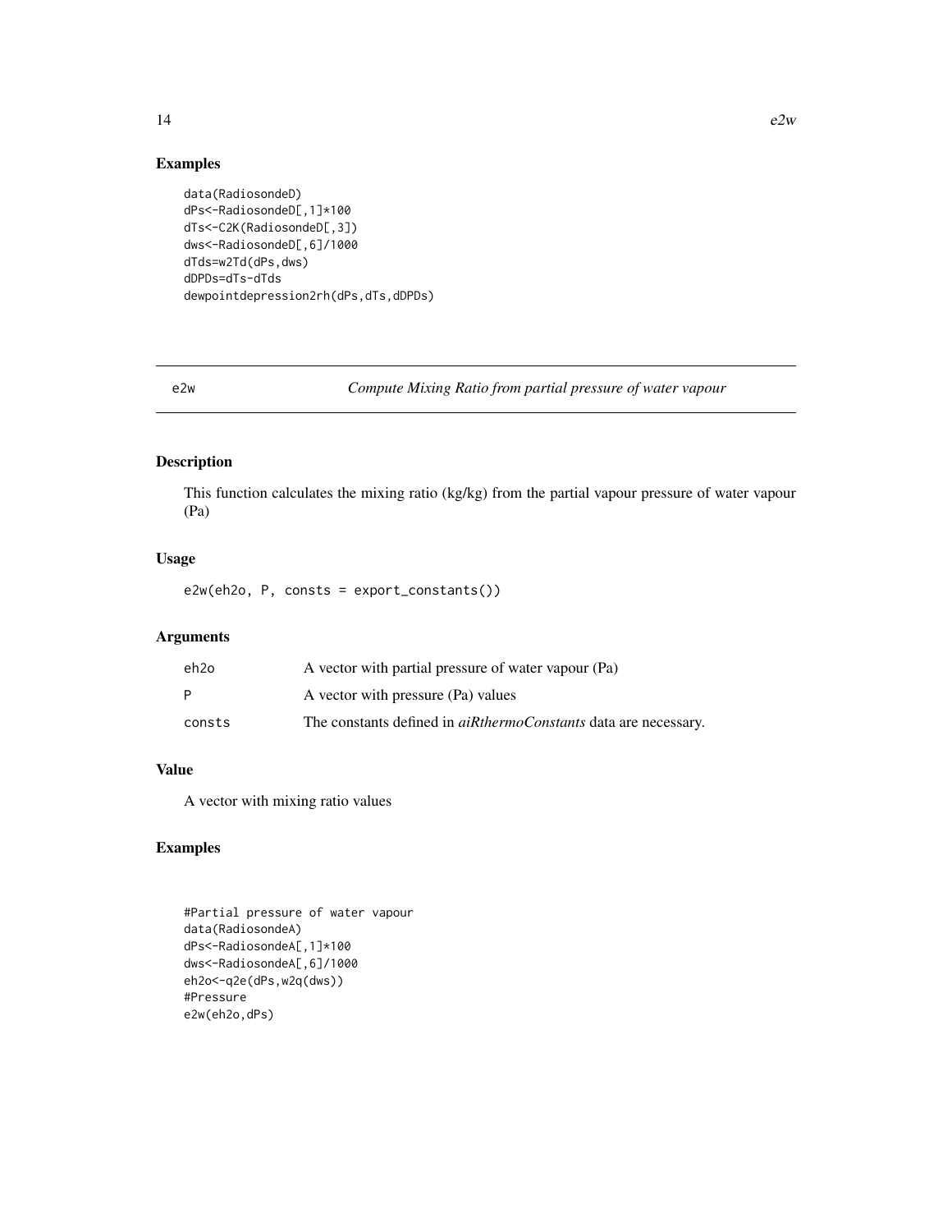## Examples

```
data(RadiosondeD)
dPs<-RadiosondeD[,1]*100
dTs<-C2K(RadiosondeD[,3])
dws<-RadiosondeD[,6]/1000
dTds=w2Td(dPs,dws)
dDPDs=dTs-dTds
dewpointdepression2rh(dPs,dTs,dDPDs)
```

---

# e2w *Compute Mixing Ratio from partial pressure of water vapour*

---

## Description

This function calculates the mixing ratio (kg/kg) from the partial vapour pressure of water vapour (Pa)

## Usage

```
e2w(eh2o, P, consts = export_constants())
```

## Arguments

| | |
|---|---|
| eh2o | A vector with partial pressure of water vapour (Pa) |
| P | A vector with pressure (Pa) values |
| consts | The constants defined in *aiRthermoConstants* data are necessary. |

## Value

A vector with mixing ratio values

## Examples

```
#Partial pressure of water vapour
data(RadiosondeA)
dPs<-RadiosondeA[,1]*100
dws<-RadiosondeA[,6]/1000
eh2o<-q2e(dPs,w2q(dws))
#Pressure
e2w(eh2o,dPs)
```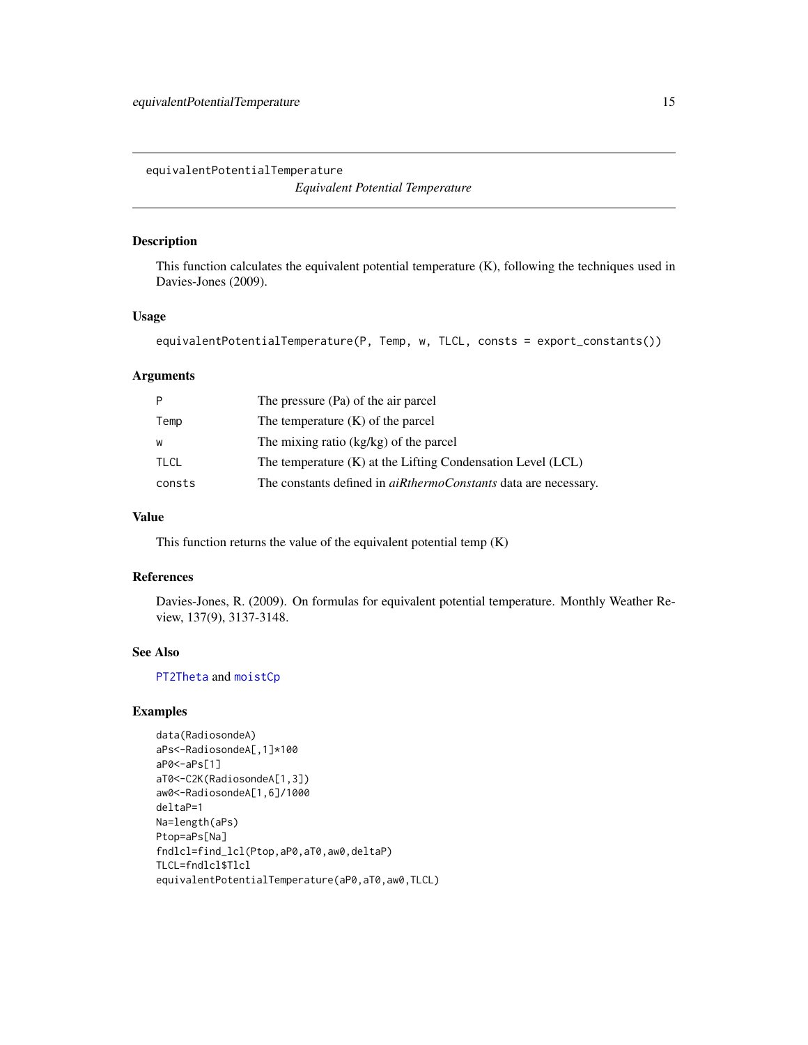# equivalentPotentialTemperature

*Equivalent Potential Temperature*

## Description

This function calculates the equivalent potential temperature (K), following the techniques used in Davies-Jones (2009).

## Usage

```
equivalentPotentialTemperature(P, Temp, w, TLCL, consts = export_constants())
```

## Arguments

| | |
|---|---|
| P | The pressure (Pa) of the air parcel |
| Temp | The temperature (K) of the parcel |
| w | The mixing ratio (kg/kg) of the parcel |
| TLCL | The temperature (K) at the Lifting Condensation Level (LCL) |
| consts | The constants defined in *aiRthermoConstants* data are necessary. |

## Value

This function returns the value of the equivalent potential temp (K)

## References

Davies-Jones, R. (2009). On formulas for equivalent potential temperature. Monthly Weather Review, 137(9), 3137-3148.

## See Also

PT2Theta and moistCp

## Examples

```
data(RadiosondeA)
aPs<-RadiosondeA[,1]*100
aP0<-aPs[1]
aT0<-C2K(RadiosondeA[1,3])
aw0<-RadiosondeA[1,6]/1000
deltaP=1
Na=length(aPs)
Ptop=aPs[Na]
fndlcl=find_lcl(Ptop,aP0,aT0,aw0,deltaP)
TLCL=fndlcl$Tlcl
equivalentPotentialTemperature(aP0,aT0,aw0,TLCL)
```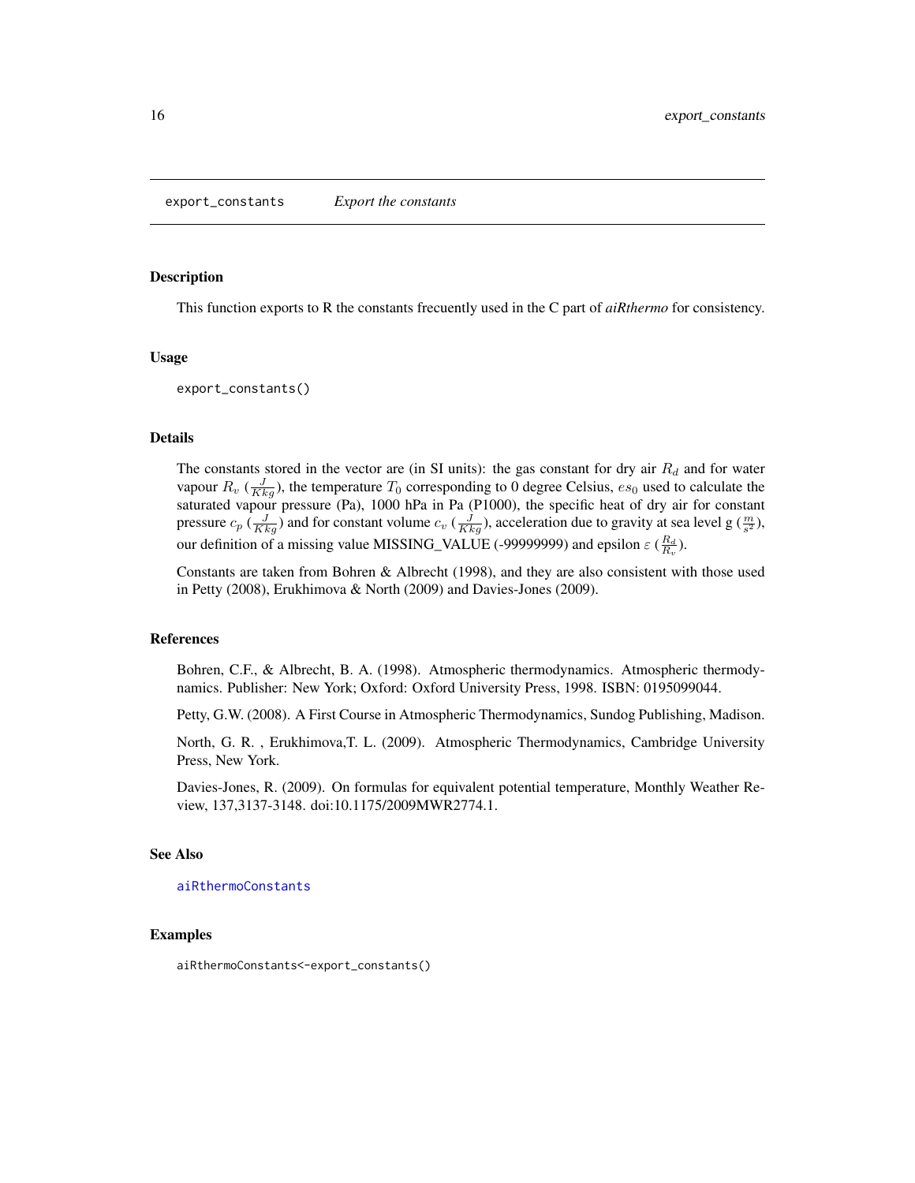export_constants — *Export the constants*

## Description

This function exports to R the constants frecuently used in the C part of *aiRthermo* for consistency.

## Usage

```
export_constants()
```

## Details

The constants stored in the vector are (in SI units): the gas constant for dry air $R_d$ and for water vapour $R_v$ ($\frac{J}{Kkg}$), the temperature $T_0$ corresponding to 0 degree Celsius, $es_0$ used to calculate the saturated vapour pressure (Pa), 1000 hPa in Pa (P1000), the specific heat of dry air for constant pressure $c_p$ ($\frac{J}{Kkg}$) and for constant volume $c_v$ ($\frac{J}{Kkg}$), acceleration due to gravity at sea level g ($\frac{m}{s^2}$), our definition of a missing value MISSING_VALUE (-99999999) and epsilon $\varepsilon$ ($\frac{R_d}{R_v}$).

Constants are taken from Bohren & Albrecht (1998), and they are also consistent with those used in Petty (2008), Erukhimova & North (2009) and Davies-Jones (2009).

## References

Bohren, C.F., & Albrecht, B. A. (1998). Atmospheric thermodynamics. Atmospheric thermodynamics. Publisher: New York; Oxford: Oxford University Press, 1998. ISBN: 0195099044.

Petty, G.W. (2008). A First Course in Atmospheric Thermodynamics, Sundog Publishing, Madison.

North, G. R. , Erukhimova,T. L. (2009). Atmospheric Thermodynamics, Cambridge University Press, New York.

Davies-Jones, R. (2009). On formulas for equivalent potential temperature, Monthly Weather Review, 137,3137-3148. doi:10.1175/2009MWR2774.1.

## See Also

aiRthermoConstants

## Examples

```
aiRthermoConstants<-export_constants()
```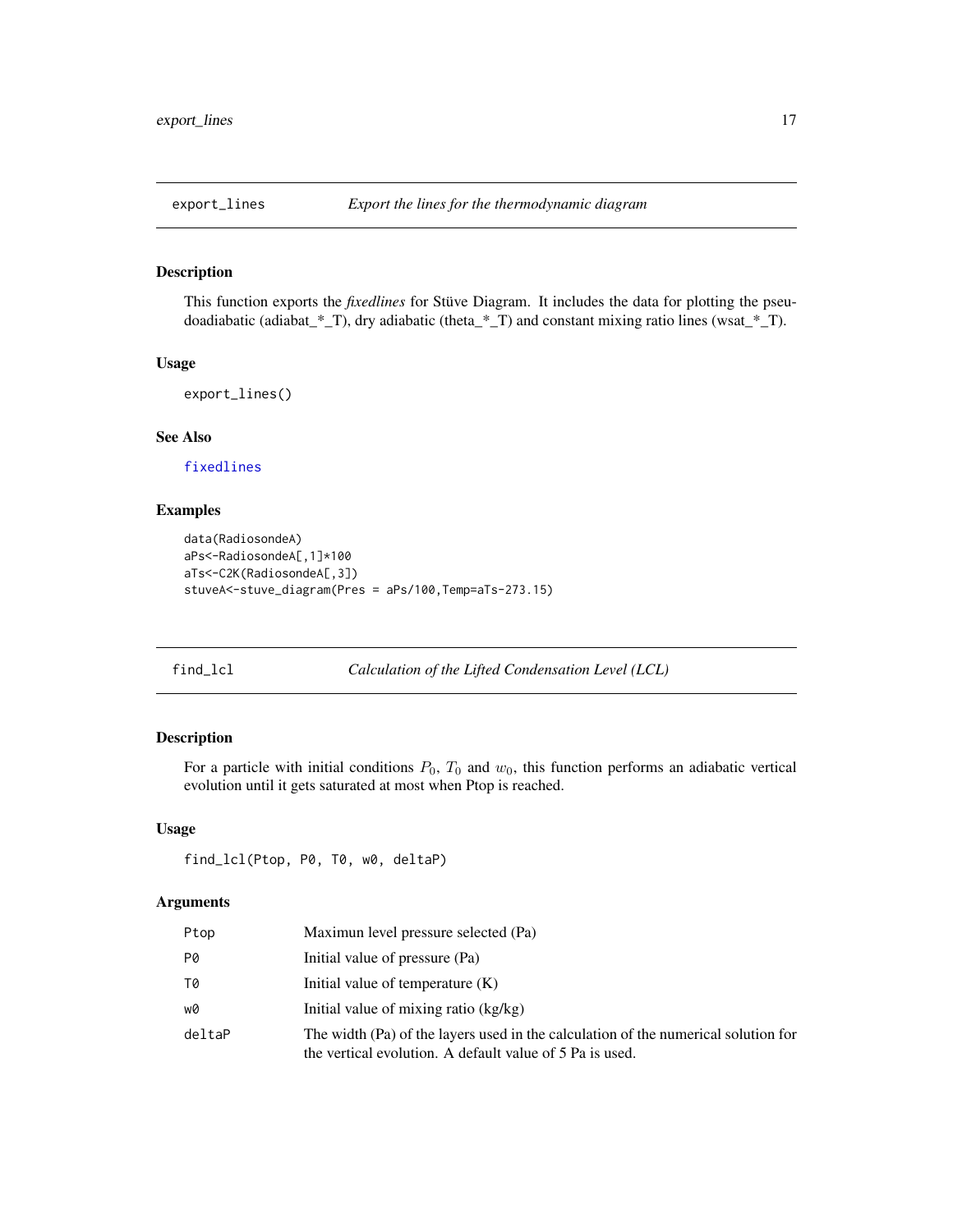## export_lines — *Export the lines for the thermodynamic diagram*

### Description

This function exports the *fixedlines* for Stüve Diagram. It includes the data for plotting the pseudoadiabatic (adiabat_*_T), dry adiabatic (theta_*_T) and constant mixing ratio lines (wsat_*_T).

### Usage

```
export_lines()
```

### See Also

fixedlines

### Examples

```
data(RadiosondeA)
aPs<-RadiosondeA[,1]*100
aTs<-C2K(RadiosondeA[,3])
stuveA<-stuve_diagram(Pres = aPs/100,Temp=aTs-273.15)
```

## find_lcl — *Calculation of the Lifted Condensation Level (LCL)*

### Description

For a particle with initial conditions $P_0$, $T_0$ and $w_0$, this function performs an adiabatic vertical evolution until it gets saturated at most when Ptop is reached.

### Usage

```
find_lcl(Ptop, P0, T0, w0, deltaP)
```

### Arguments

| Argument | Description |
|---|---|
| Ptop | Maximun level pressure selected (Pa) |
| P0 | Initial value of pressure (Pa) |
| T0 | Initial value of temperature (K) |
| w0 | Initial value of mixing ratio (kg/kg) |
| deltaP | The width (Pa) of the layers used in the calculation of the numerical solution for the vertical evolution. A default value of 5 Pa is used. |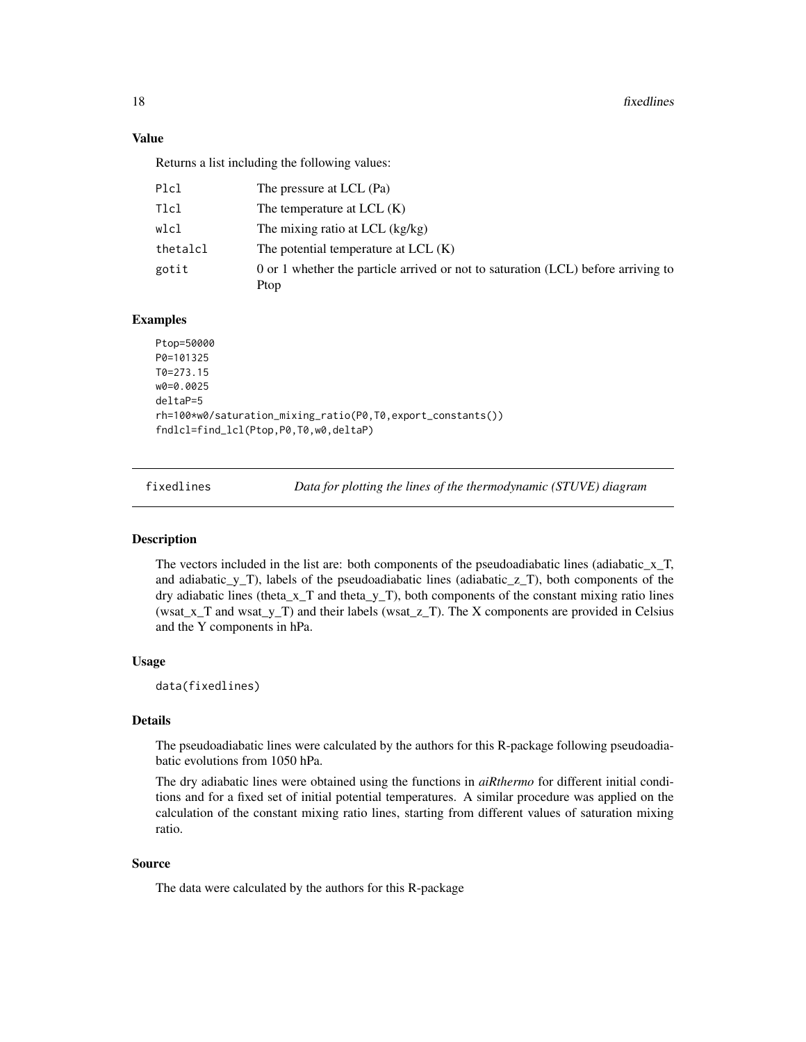### Value

Returns a list including the following values:

| | |
|---|---|
| Plcl | The pressure at LCL (Pa) |
| Tlcl | The temperature at LCL (K) |
| wlcl | The mixing ratio at LCL (kg/kg) |
| thetalcl | The potential temperature at LCL (K) |
| gotit | 0 or 1 whether the particle arrived or not to saturation (LCL) before arriving to Ptop |

### Examples

```
Ptop=50000
P0=101325
T0=273.15
w0=0.0025
deltaP=5
rh=100*w0/saturation_mixing_ratio(P0,T0,export_constants())
fndlcl=find_lcl(Ptop,P0,T0,w0,deltaP)
```

## fixedlines    *Data for plotting the lines of the thermodynamic (STUVE) diagram*

### Description

The vectors included in the list are: both components of the pseudoadiabatic lines (adiabatic_x_T, and adiabatic_y_T), labels of the pseudoadiabatic lines (adiabatic_z_T), both components of the dry adiabatic lines (theta_x_T and theta_y_T), both components of the constant mixing ratio lines (wsat_x_T and wsat_y_T) and their labels (wsat_z_T). The X components are provided in Celsius and the Y components in hPa.

### Usage

```
data(fixedlines)
```

### Details

The pseudoadiabatic lines were calculated by the authors for this R-package following pseudoadiabatic evolutions from 1050 hPa.

The dry adiabatic lines were obtained using the functions in *aiRthermo* for different initial conditions and for a fixed set of initial potential temperatures. A similar procedure was applied on the calculation of the constant mixing ratio lines, starting from different values of saturation mixing ratio.

### Source

The data were calculated by the authors for this R-package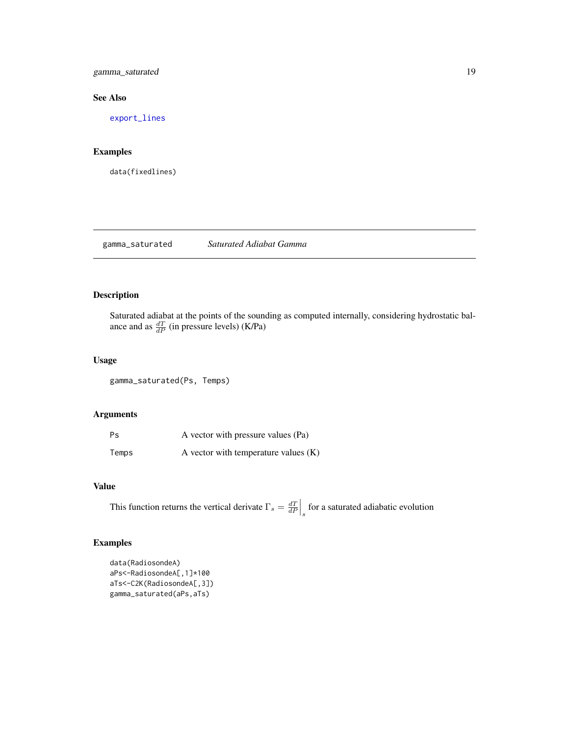### See Also

export_lines

### Examples

```
data(fixedlines)
```

---

## gamma_saturated *Saturated Adiabat Gamma*

### Description

Saturated adiabat at the points of the sounding as computed internally, considering hydrostatic balance and as $\frac{dT}{dP}$ (in pressure levels) (K/Pa)

### Usage

```
gamma_saturated(Ps, Temps)
```

### Arguments

| | |
|---|---|
| Ps | A vector with pressure values (Pa) |
| Temps | A vector with temperature values (K) |

### Value

This function returns the vertical derivate $\Gamma_s = \frac{dT}{dP}\bigg|_s$ for a saturated adiabatic evolution

### Examples

```
data(RadiosondeA)
aPs<-RadiosondeA[,1]*100
aTs<-C2K(RadiosondeA[,3])
gamma_saturated(aPs,aTs)
```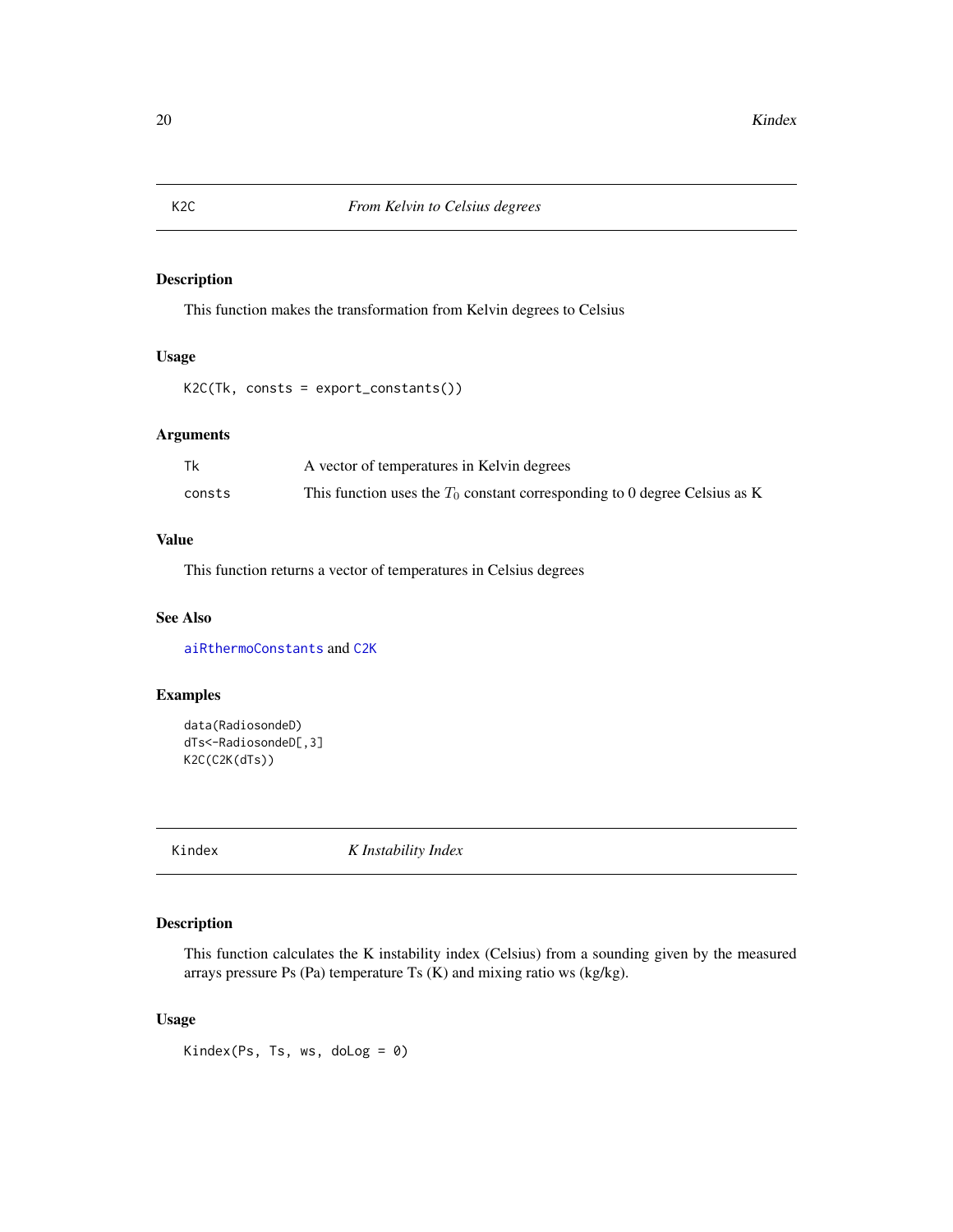## K2C *From Kelvin to Celsius degrees*

### Description

This function makes the transformation from Kelvin degrees to Celsius

### Usage

```
K2C(Tk, consts = export_constants())
```

### Arguments

| | |
|---|---|
| Tk | A vector of temperatures in Kelvin degrees |
| consts | This function uses the $T_0$ constant corresponding to 0 degree Celsius as K |

### Value

This function returns a vector of temperatures in Celsius degrees

### See Also

aiRthermoConstants and C2K

### Examples

```
data(RadiosondeD)
dTs<-RadiosondeD[,3]
K2C(C2K(dTs))
```

## Kindex *K Instability Index*

### Description

This function calculates the K instability index (Celsius) from a sounding given by the measured arrays pressure Ps (Pa) temperature Ts (K) and mixing ratio ws (kg/kg).

### Usage

```
Kindex(Ps, Ts, ws, doLog = 0)
```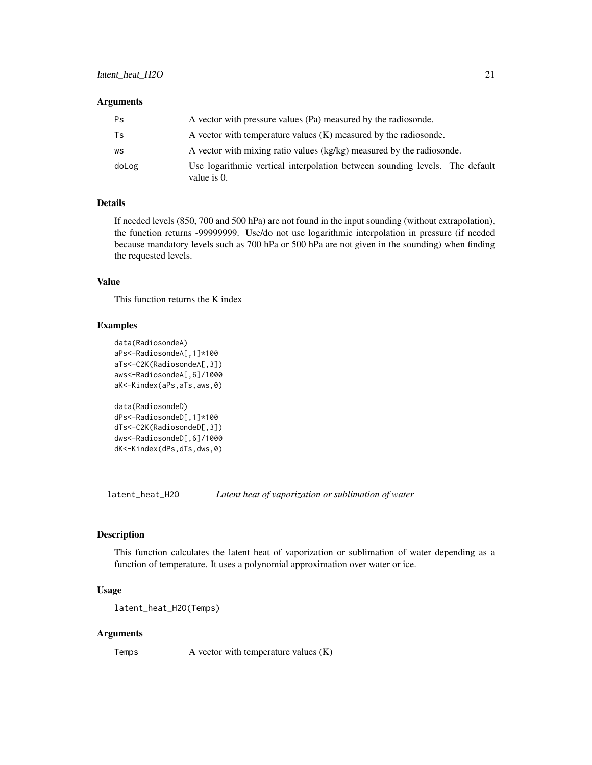### Arguments

| | |
|---|---|
| Ps | A vector with pressure values (Pa) measured by the radiosonde. |
| Ts | A vector with temperature values (K) measured by the radiosonde. |
| ws | A vector with mixing ratio values (kg/kg) measured by the radiosonde. |
| doLog | Use logarithmic vertical interpolation between sounding levels. The default value is 0. |

### Details

If needed levels (850, 700 and 500 hPa) are not found in the input sounding (without extrapolation), the function returns -99999999. Use/do not use logarithmic interpolation in pressure (if needed because mandatory levels such as 700 hPa or 500 hPa are not given in the sounding) when finding the requested levels.

### Value

This function returns the K index

### Examples

```
data(RadiosondeA)
aPs<-RadiosondeA[,1]*100
aTs<-C2K(RadiosondeA[,3])
aws<-RadiosondeA[,6]/1000
aK<-Kindex(aPs,aTs,aws,0)

data(RadiosondeD)
dPs<-RadiosondeD[,1]*100
dTs<-C2K(RadiosondeD[,3])
dws<-RadiosondeD[,6]/1000
dK<-Kindex(dPs,dTs,dws,0)
```

---

## latent_heat_H2O — *Latent heat of vaporization or sublimation of water*

### Description

This function calculates the latent heat of vaporization or sublimation of water depending as a function of temperature. It uses a polynomial approximation over water or ice.

### Usage

```
latent_heat_H2O(Temps)
```

### Arguments

| | |
|---|---|
| Temps | A vector with temperature values (K) |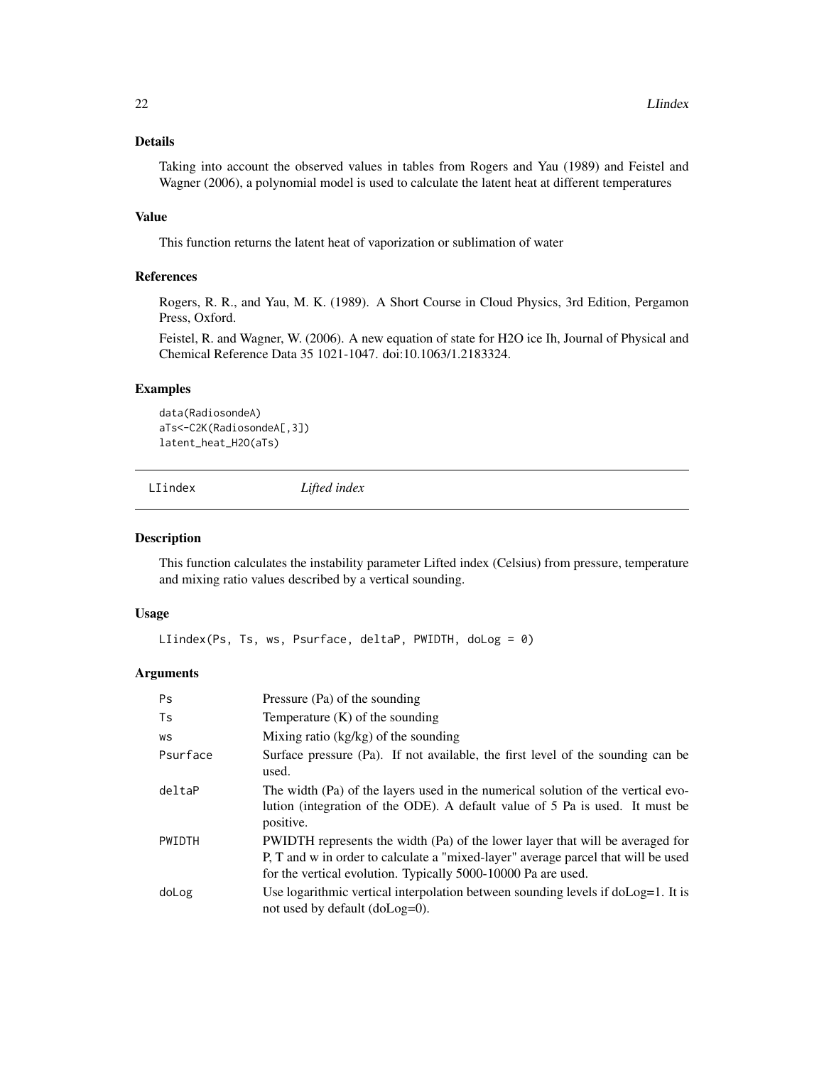### Details

Taking into account the observed values in tables from Rogers and Yau (1989) and Feistel and Wagner (2006), a polynomial model is used to calculate the latent heat at different temperatures

### Value

This function returns the latent heat of vaporization or sublimation of water

### References

Rogers, R. R., and Yau, M. K. (1989). A Short Course in Cloud Physics, 3rd Edition, Pergamon Press, Oxford.

Feistel, R. and Wagner, W. (2006). A new equation of state for H2O ice Ih, Journal of Physical and Chemical Reference Data 35 1021-1047. doi:10.1063/1.2183324.

### Examples

```
data(RadiosondeA)
aTs<-C2K(RadiosondeA[,3])
latent_heat_H2O(aTs)
```

---

## LIindex *Lifted index*

### Description

This function calculates the instability parameter Lifted index (Celsius) from pressure, temperature and mixing ratio values described by a vertical sounding.

### Usage

```
LIindex(Ps, Ts, ws, Psurface, deltaP, PWIDTH, doLog = 0)
```

### Arguments

| | |
|---|---|
| Ps | Pressure (Pa) of the sounding |
| Ts | Temperature (K) of the sounding |
| ws | Mixing ratio (kg/kg) of the sounding |
| Psurface | Surface pressure (Pa). If not available, the first level of the sounding can be used. |
| deltaP | The width (Pa) of the layers used in the numerical solution of the vertical evolution (integration of the ODE). A default value of 5 Pa is used. It must be positive. |
| PWIDTH | PWIDTH represents the width (Pa) of the lower layer that will be averaged for P, T and w in order to calculate a "mixed-layer" average parcel that will be used for the vertical evolution. Typically 5000-10000 Pa are used. |
| doLog | Use logarithmic vertical interpolation between sounding levels if doLog=1. It is not used by default (doLog=0). |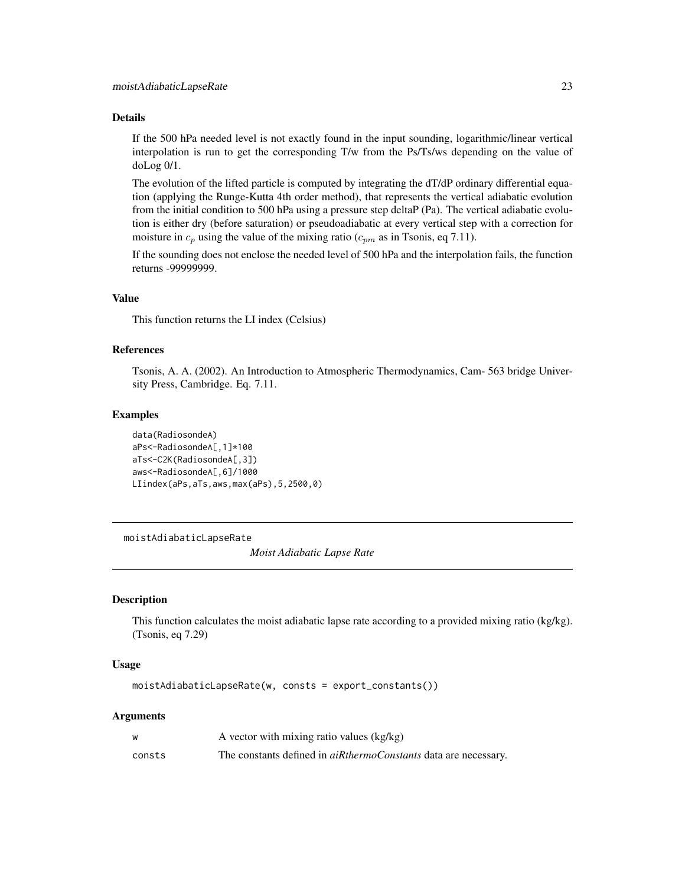### Details

If the 500 hPa needed level is not exactly found in the input sounding, logarithmic/linear vertical interpolation is run to get the corresponding T/w from the Ps/Ts/ws depending on the value of doLog 0/1.

The evolution of the lifted particle is computed by integrating the dT/dP ordinary differential equation (applying the Runge-Kutta 4th order method), that represents the vertical adiabatic evolution from the initial condition to 500 hPa using a pressure step deltaP (Pa). The vertical adiabatic evolution is either dry (before saturation) or pseudoadiabatic at every vertical step with a correction for moisture in $c_p$ using the value of the mixing ratio ($c_{pm}$ as in Tsonis, eq 7.11).

If the sounding does not enclose the needed level of 500 hPa and the interpolation fails, the function returns -99999999.

### Value

This function returns the LI index (Celsius)

### References

Tsonis, A. A. (2002). An Introduction to Atmospheric Thermodynamics, Cam- 563 bridge University Press, Cambridge. Eq. 7.11.

### Examples

```
data(RadiosondeA)
aPs<-RadiosondeA[,1]*100
aTs<-C2K(RadiosondeA[,3])
aws<-RadiosondeA[,6]/1000
LIindex(aPs,aTs,aws,max(aPs),5,2500,0)
```

---

## moistAdiabaticLapseRate — *Moist Adiabatic Lapse Rate*

### Description

This function calculates the moist adiabatic lapse rate according to a provided mixing ratio (kg/kg). (Tsonis, eq 7.29)

### Usage

```
moistAdiabaticLapseRate(w, consts = export_constants())
```

### Arguments

| | |
|---|---|
| w | A vector with mixing ratio values (kg/kg) |
| consts | The constants defined in *aiRthermoConstants* data are necessary. |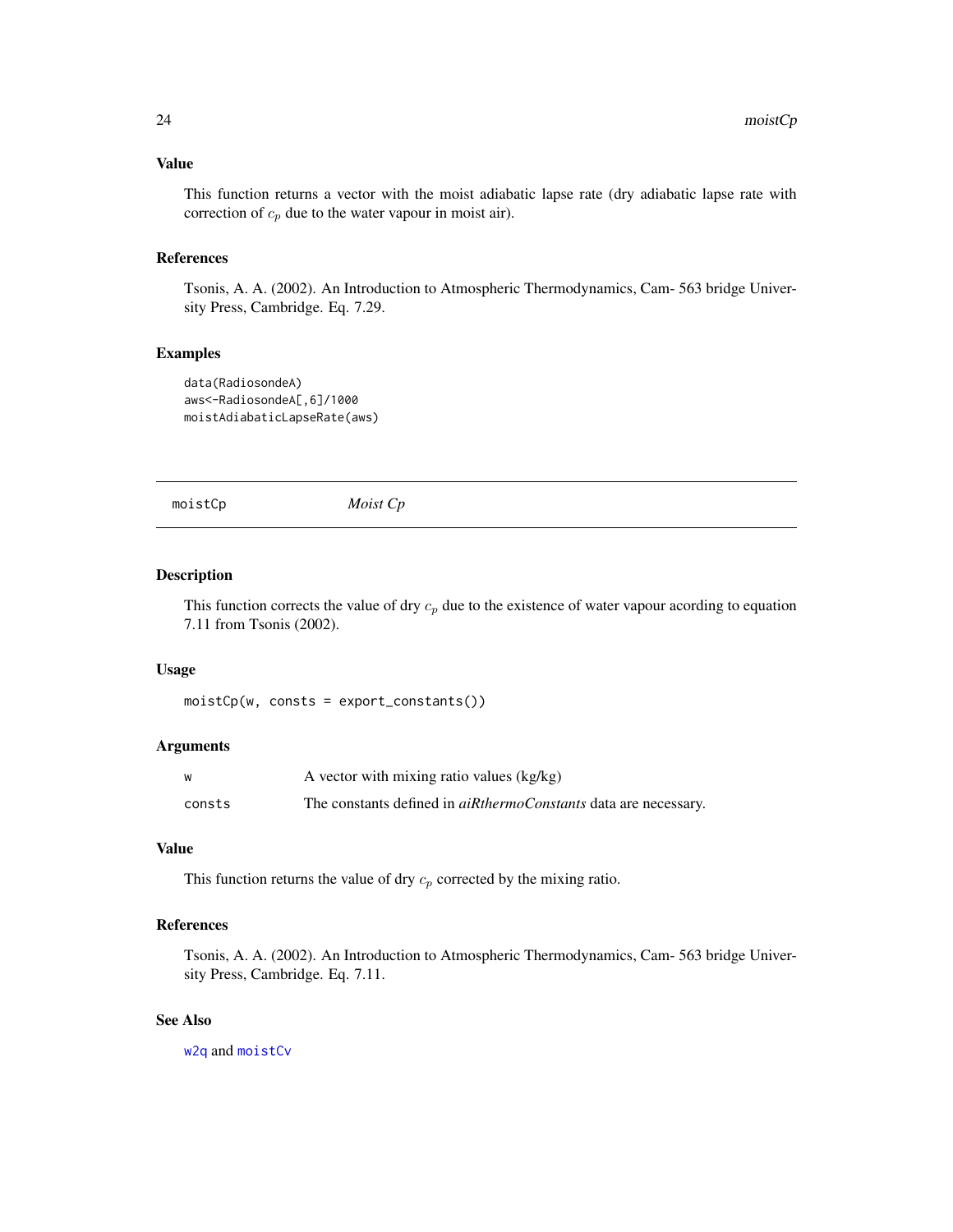### Value

This function returns a vector with the moist adiabatic lapse rate (dry adiabatic lapse rate with correction of $c_p$ due to the water vapour in moist air).

### References

Tsonis, A. A. (2002). An Introduction to Atmospheric Thermodynamics, Cam- 563 bridge University Press, Cambridge. Eq. 7.29.

### Examples

```
data(RadiosondeA)
aws<-RadiosondeA[,6]/1000
moistAdiabaticLapseRate(aws)
```

---

## moistCp *Moist Cp*

---

### Description

This function corrects the value of dry $c_p$ due to the existence of water vapour acording to equation 7.11 from Tsonis (2002).

### Usage

```
moistCp(w, consts = export_constants())
```

### Arguments

| | |
|---|---|
| `w` | A vector with mixing ratio values (kg/kg) |
| `consts` | The constants defined in *aiRthermoConstants* data are necessary. |

### Value

This function returns the value of dry $c_p$ corrected by the mixing ratio.

### References

Tsonis, A. A. (2002). An Introduction to Atmospheric Thermodynamics, Cam- 563 bridge University Press, Cambridge. Eq. 7.11.

### See Also

`w2q` and `moistCv`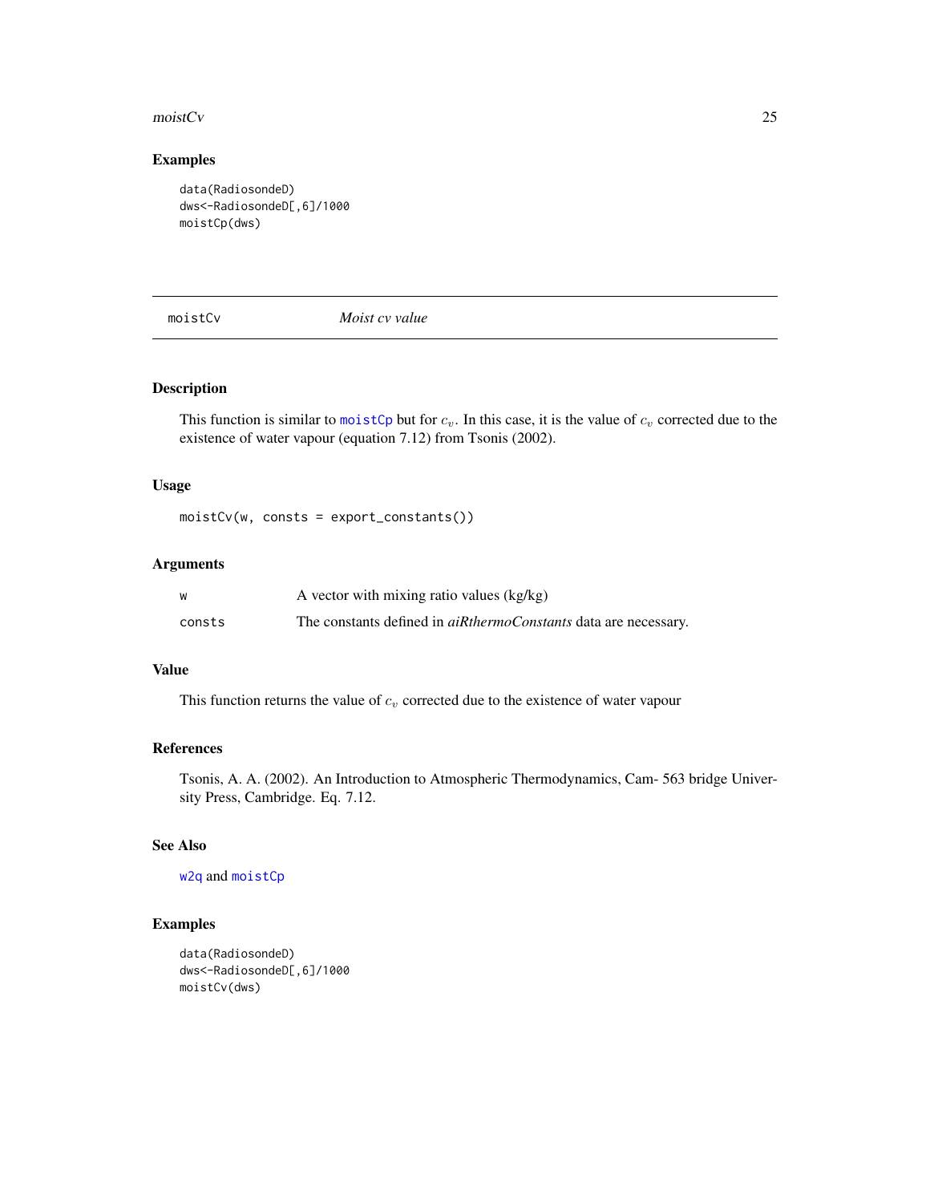## Examples

```
data(RadiosondeD)
dws<-RadiosondeD[,6]/1000
moistCp(dws)
```

---

# moistCv *Moist cv value*

## Description

This function is similar to moistCp but for $c_v$. In this case, it is the value of $c_v$ corrected due to the existence of water vapour (equation 7.12) from Tsonis (2002).

## Usage

```
moistCv(w, consts = export_constants())
```

## Arguments

| | |
|---|---|
| w | A vector with mixing ratio values (kg/kg) |
| consts | The constants defined in *aiRthermoConstants* data are necessary. |

## Value

This function returns the value of $c_v$ corrected due to the existence of water vapour

## References

Tsonis, A. A. (2002). An Introduction to Atmospheric Thermodynamics, Cam- 563 bridge University Press, Cambridge. Eq. 7.12.

## See Also

w2q and moistCp

## Examples

```
data(RadiosondeD)
dws<-RadiosondeD[,6]/1000
moistCv(dws)
```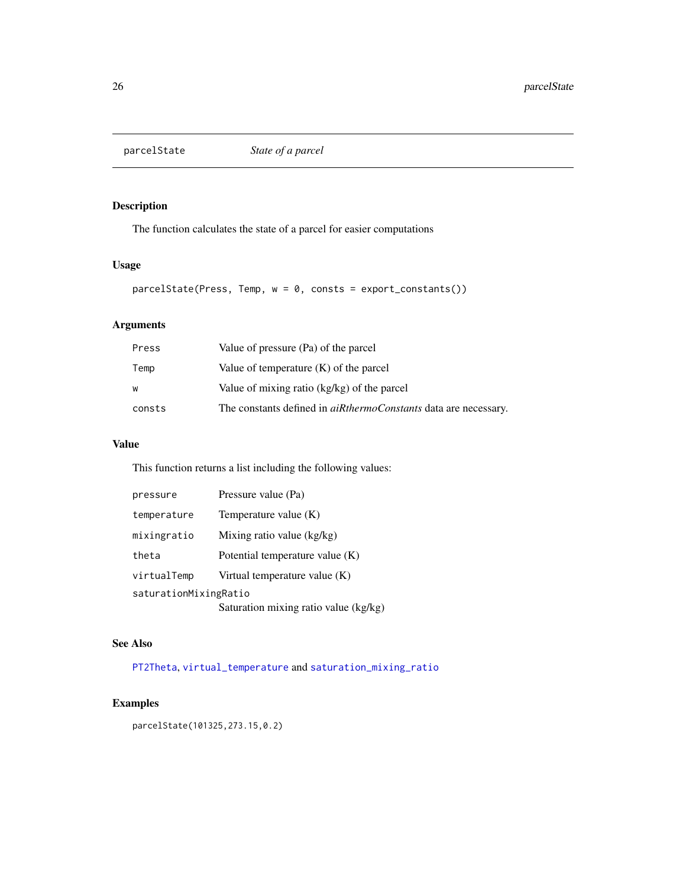## parcelState *State of a parcel*

### Description

The function calculates the state of a parcel for easier computations

### Usage

```
parcelState(Press, Temp, w = 0, consts = export_constants())
```

### Arguments

| | |
|---|---|
| `Press` | Value of pressure (Pa) of the parcel |
| `Temp` | Value of temperature (K) of the parcel |
| `w` | Value of mixing ratio (kg/kg) of the parcel |
| `consts` | The constants defined in *aiRthermoConstants* data are necessary. |

### Value

This function returns a list including the following values:

| | |
|---|---|
| `pressure` | Pressure value (Pa) |
| `temperature` | Temperature value (K) |
| `mixingratio` | Mixing ratio value (kg/kg) |
| `theta` | Potential temperature value (K) |
| `virtualTemp` | Virtual temperature value (K) |
| `saturationMixingRatio` | Saturation mixing ratio value (kg/kg) |

### See Also

`PT2Theta`, `virtual_temperature` and `saturation_mixing_ratio`

### Examples

```
parcelState(101325,273.15,0.2)
```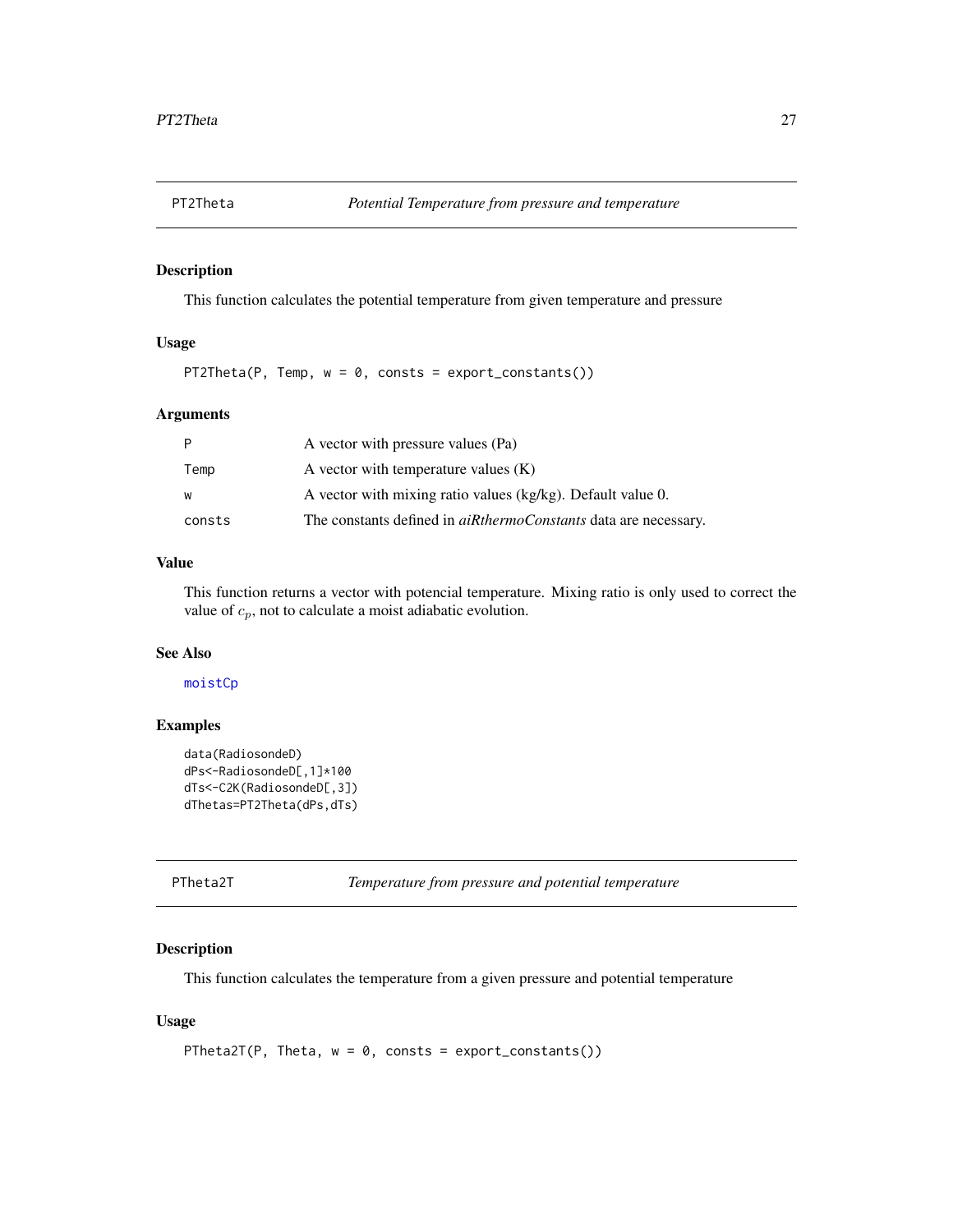## PT2Theta — *Potential Temperature from pressure and temperature*

### Description

This function calculates the potential temperature from given temperature and pressure

### Usage

```
PT2Theta(P, Temp, w = 0, consts = export_constants())
```

### Arguments

| | |
|---|---|
| P | A vector with pressure values (Pa) |
| Temp | A vector with temperature values (K) |
| w | A vector with mixing ratio values (kg/kg). Default value 0. |
| consts | The constants defined in *aiRthermoConstants* data are necessary. |

### Value

This function returns a vector with potencial temperature. Mixing ratio is only used to correct the value of $c_p$, not to calculate a moist adiabatic evolution.

### See Also

moistCp

### Examples

```
data(RadiosondeD)
dPs<-RadiosondeD[,1]*100
dTs<-C2K(RadiosondeD[,3])
dThetas=PT2Theta(dPs,dTs)
```

## PTheta2T — *Temperature from pressure and potential temperature*

### Description

This function calculates the temperature from a given pressure and potential temperature

### Usage

```
PTheta2T(P, Theta, w = 0, consts = export_constants())
```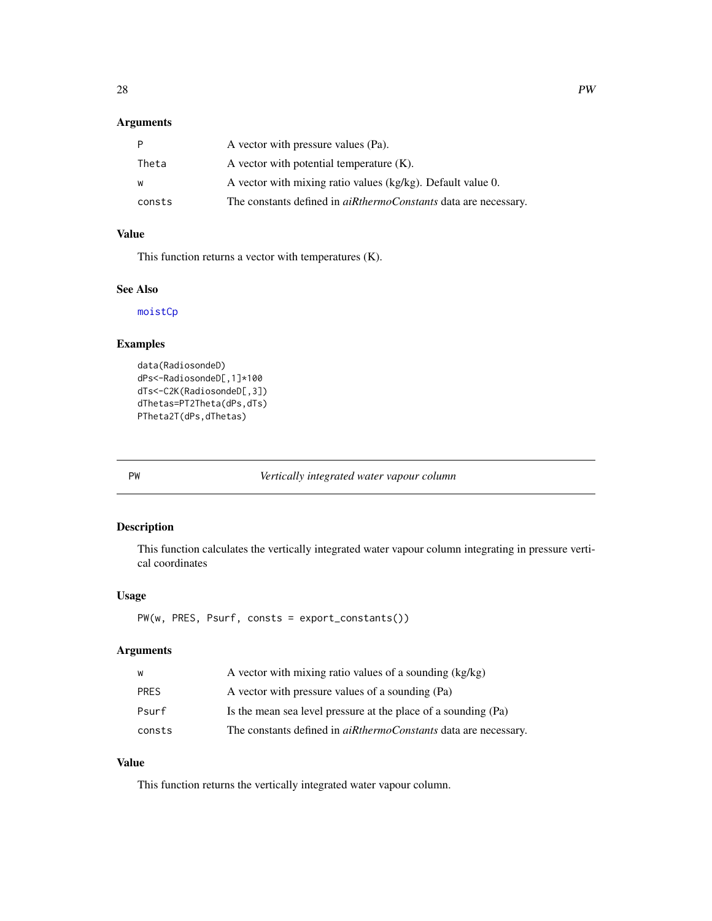### Arguments

| | |
|---|---|
| P | A vector with pressure values (Pa). |
| Theta | A vector with potential temperature (K). |
| w | A vector with mixing ratio values (kg/kg). Default value 0. |
| consts | The constants defined in *aiRthermoConstants* data are necessary. |

### Value

This function returns a vector with temperatures (K).

### See Also

moistCp

### Examples

```
data(RadiosondeD)
dPs<-RadiosondeD[,1]*100
dTs<-C2K(RadiosondeD[,3])
dThetas=PT2Theta(dPs,dTs)
PTheta2T(dPs,dThetas)
```

---

## PW — *Vertically integrated water vapour column*

### Description

This function calculates the vertically integrated water vapour column integrating in pressure vertical coordinates

### Usage

```
PW(w, PRES, Psurf, consts = export_constants())
```

### Arguments

| | |
|---|---|
| w | A vector with mixing ratio values of a sounding (kg/kg) |
| PRES | A vector with pressure values of a sounding (Pa) |
| Psurf | Is the mean sea level pressure at the place of a sounding (Pa) |
| consts | The constants defined in *aiRthermoConstants* data are necessary. |

### Value

This function returns the vertically integrated water vapour column.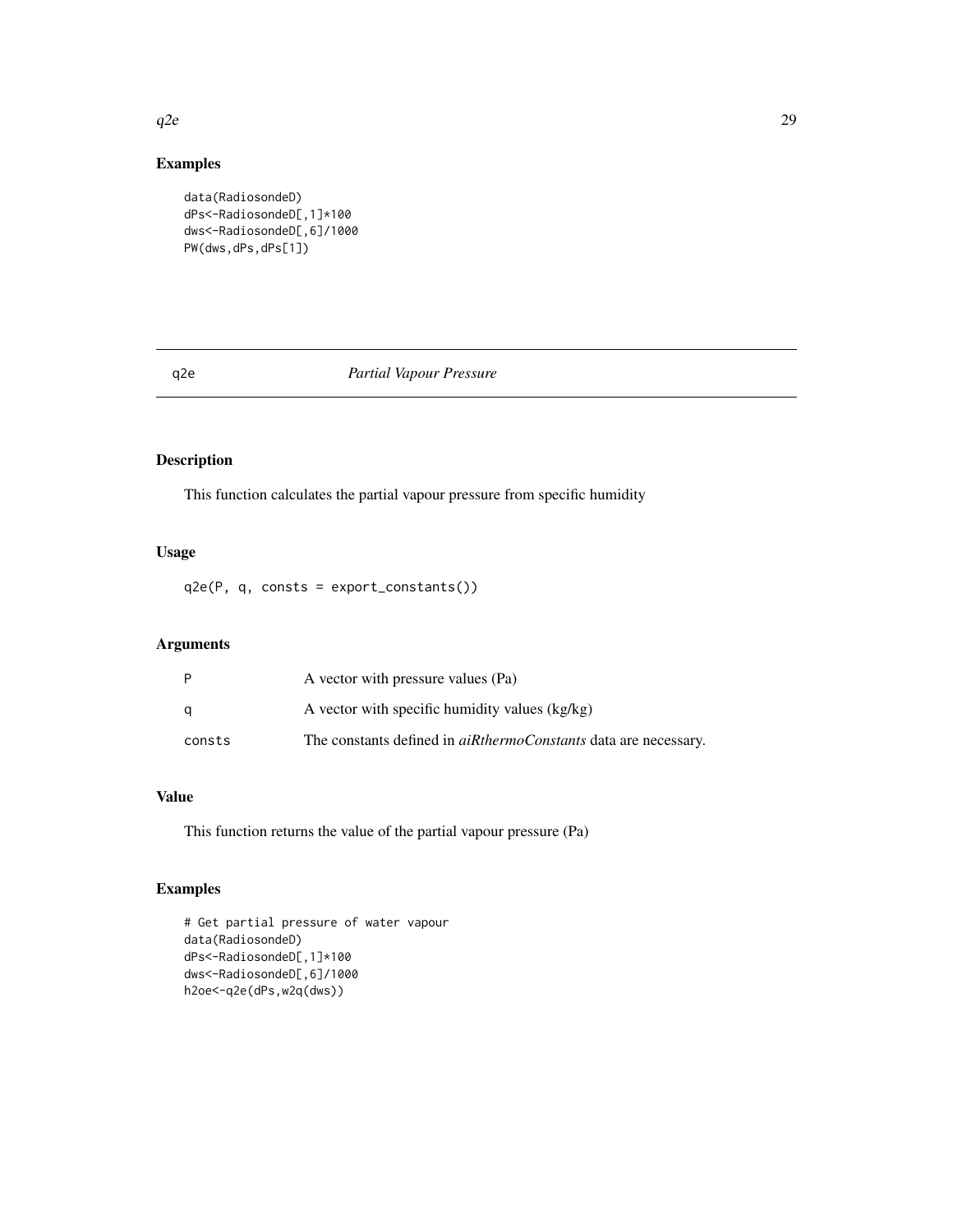## Examples

```
data(RadiosondeD)
dPs<-RadiosondeD[,1]*100
dws<-RadiosondeD[,6]/1000
PW(dws,dPs,dPs[1])
```

---

# q2e — *Partial Vapour Pressure*

---

## Description

This function calculates the partial vapour pressure from specific humidity

## Usage

```
q2e(P, q, consts = export_constants())
```

## Arguments

| | |
|---|---|
| P | A vector with pressure values (Pa) |
| q | A vector with specific humidity values (kg/kg) |
| consts | The constants defined in *aiRthermoConstants* data are necessary. |

## Value

This function returns the value of the partial vapour pressure (Pa)

## Examples

```
# Get partial pressure of water vapour
data(RadiosondeD)
dPs<-RadiosondeD[,1]*100
dws<-RadiosondeD[,6]/1000
h2oe<-q2e(dPs,w2q(dws))
```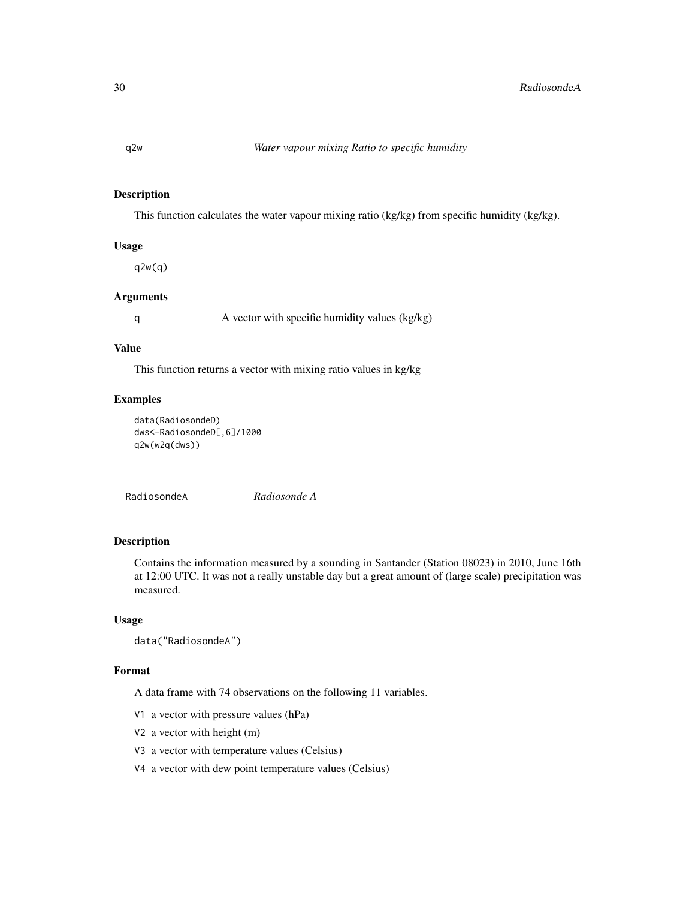## q2w — *Water vapour mixing Ratio to specific humidity*

### Description

This function calculates the water vapour mixing ratio (kg/kg) from specific humidity (kg/kg).

### Usage

```
q2w(q)
```

### Arguments

| | |
|---|---|
| q | A vector with specific humidity values (kg/kg) |

### Value

This function returns a vector with mixing ratio values in kg/kg

### Examples

```
data(RadiosondeD)
dws<-RadiosondeD[,6]/1000
q2w(w2q(dws))
```

## RadiosondeA — *Radiosonde A*

### Description

Contains the information measured by a sounding in Santander (Station 08023) in 2010, June 16th at 12:00 UTC. It was not a really unstable day but a great amount of (large scale) precipitation was measured.

### Usage

```
data("RadiosondeA")
```

### Format

A data frame with 74 observations on the following 11 variables.

- V1 a vector with pressure values (hPa)
- V2 a vector with height (m)
- V3 a vector with temperature values (Celsius)
- V4 a vector with dew point temperature values (Celsius)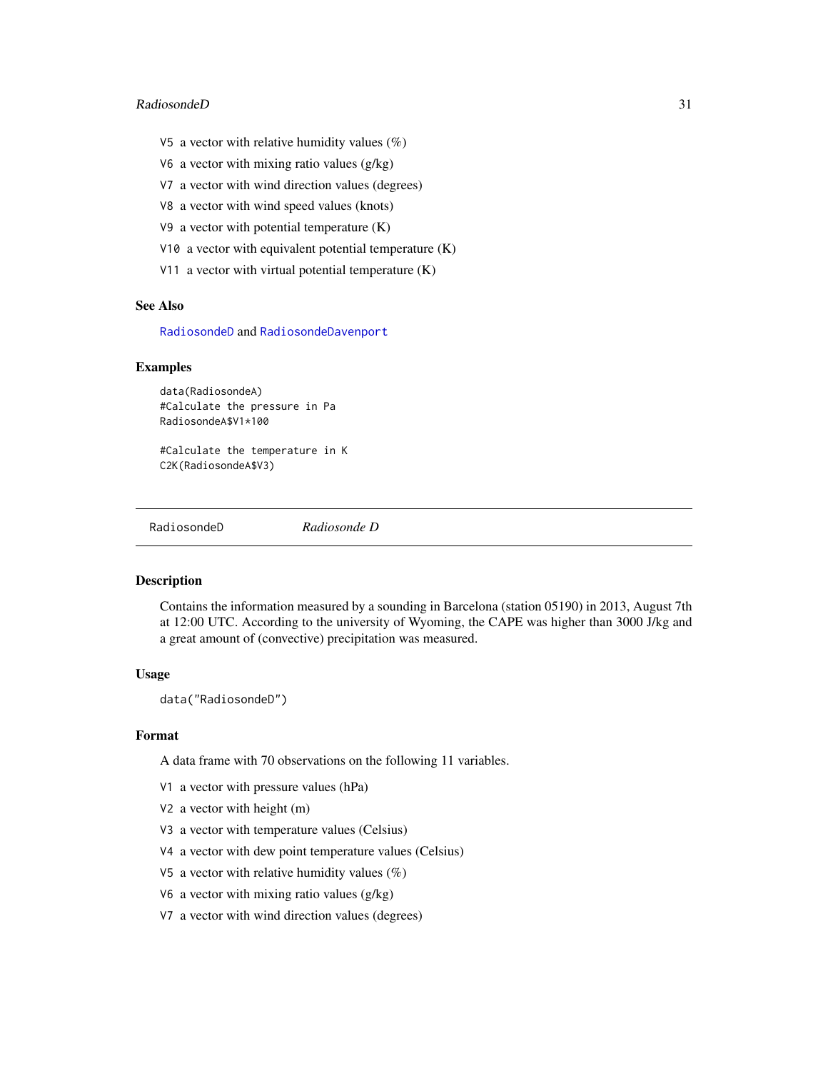V5 a vector with relative humidity values (%)

V6 a vector with mixing ratio values (g/kg)

V7 a vector with wind direction values (degrees)

V8 a vector with wind speed values (knots)

V9 a vector with potential temperature (K)

V10 a vector with equivalent potential temperature (K)

V11 a vector with virtual potential temperature (K)

### See Also

RadiosondeD and RadiosondeDavenport

### Examples

```
data(RadiosondeA)
#Calculate the pressure in Pa
RadiosondeA$V1*100

#Calculate the temperature in K
C2K(RadiosondeA$V3)
```

---

## RadiosondeD *Radiosonde D*

---

### Description

Contains the information measured by a sounding in Barcelona (station 05190) in 2013, August 7th at 12:00 UTC. According to the university of Wyoming, the CAPE was higher than 3000 J/kg and a great amount of (convective) precipitation was measured.

### Usage

```
data("RadiosondeD")
```

### Format

A data frame with 70 observations on the following 11 variables.

V1 a vector with pressure values (hPa)

V2 a vector with height (m)

V3 a vector with temperature values (Celsius)

V4 a vector with dew point temperature values (Celsius)

V5 a vector with relative humidity values (%)

V6 a vector with mixing ratio values (g/kg)

V7 a vector with wind direction values (degrees)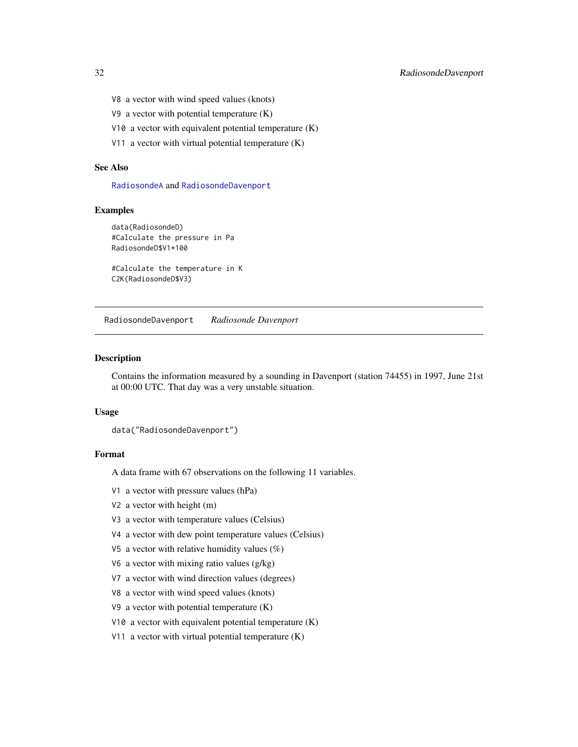V8 a vector with wind speed values (knots)

V9 a vector with potential temperature (K)

V10 a vector with equivalent potential temperature (K)

V11 a vector with virtual potential temperature (K)

### See Also

RadiosondeA and RadiosondeDavenport

### Examples

```
data(RadiosondeD)
#Calculate the pressure in Pa
RadiosondeD$V1*100

#Calculate the temperature in K
C2K(RadiosondeD$V3)
```

---

## RadiosondeDavenport *Radiosonde Davenport*

---

### Description

Contains the information measured by a sounding in Davenport (station 74455) in 1997, June 21st at 00:00 UTC. That day was a very unstable situation.

### Usage

```
data("RadiosondeDavenport")
```

### Format

A data frame with 67 observations on the following 11 variables.

V1 a vector with pressure values (hPa)

V2 a vector with height (m)

V3 a vector with temperature values (Celsius)

V4 a vector with dew point temperature values (Celsius)

V5 a vector with relative humidity values (%)

V6 a vector with mixing ratio values (g/kg)

V7 a vector with wind direction values (degrees)

V8 a vector with wind speed values (knots)

V9 a vector with potential temperature (K)

V10 a vector with equivalent potential temperature (K)

V11 a vector with virtual potential temperature (K)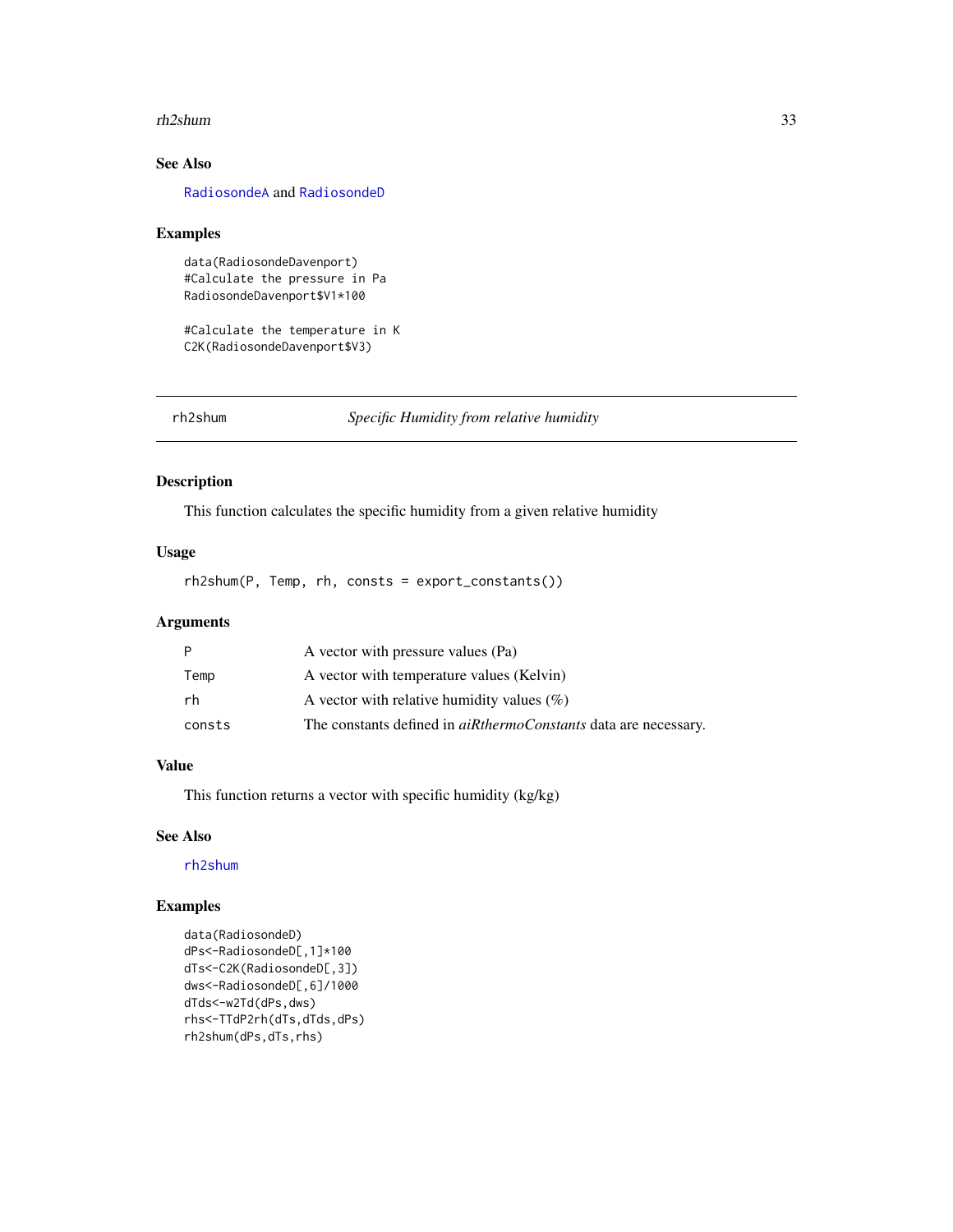## See Also

RadiosondeA and RadiosondeD

## Examples

```
data(RadiosondeDavenport)
#Calculate the pressure in Pa
RadiosondeDavenport$V1*100

#Calculate the temperature in K
C2K(RadiosondeDavenport$V3)
```

---

# rh2shum — *Specific Humidity from relative humidity*

## Description

This function calculates the specific humidity from a given relative humidity

## Usage

```
rh2shum(P, Temp, rh, consts = export_constants())
```

## Arguments

| | |
|---|---|
| P | A vector with pressure values (Pa) |
| Temp | A vector with temperature values (Kelvin) |
| rh | A vector with relative humidity values (%) |
| consts | The constants defined in *aiRthermoConstants* data are necessary. |

## Value

This function returns a vector with specific humidity (kg/kg)

## See Also

rh2shum

## Examples

```
data(RadiosondeD)
dPs<-RadiosondeD[,1]*100
dTs<-C2K(RadiosondeD[,3])
dws<-RadiosondeD[,6]/1000
dTds<-w2Td(dPs,dws)
rhs<-TTdP2rh(dTs,dTds,dPs)
rh2shum(dPs,dTs,rhs)
```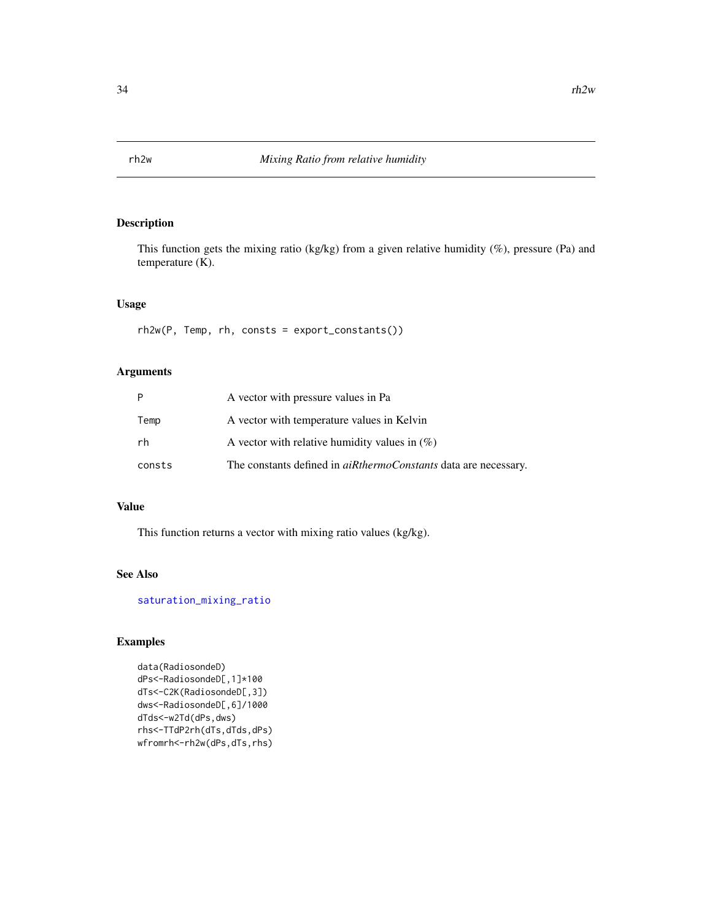# rh2w — *Mixing Ratio from relative humidity*

## Description

This function gets the mixing ratio (kg/kg) from a given relative humidity (%), pressure (Pa) and temperature (K).

## Usage

```
rh2w(P, Temp, rh, consts = export_constants())
```

## Arguments

| | |
|---|---|
| P | A vector with pressure values in Pa |
| Temp | A vector with temperature values in Kelvin |
| rh | A vector with relative humidity values in (%) |
| consts | The constants defined in *aiRthermoConstants* data are necessary. |

## Value

This function returns a vector with mixing ratio values (kg/kg).

## See Also

saturation_mixing_ratio

## Examples

```
data(RadiosondeD)
dPs<-RadiosondeD[,1]*100
dTs<-C2K(RadiosondeD[,3])
dws<-RadiosondeD[,6]/1000
dTds<-w2Td(dPs,dws)
rhs<-TTdP2rh(dTs,dTds,dPs)
wfromrh<-rh2w(dPs,dTs,rhs)
```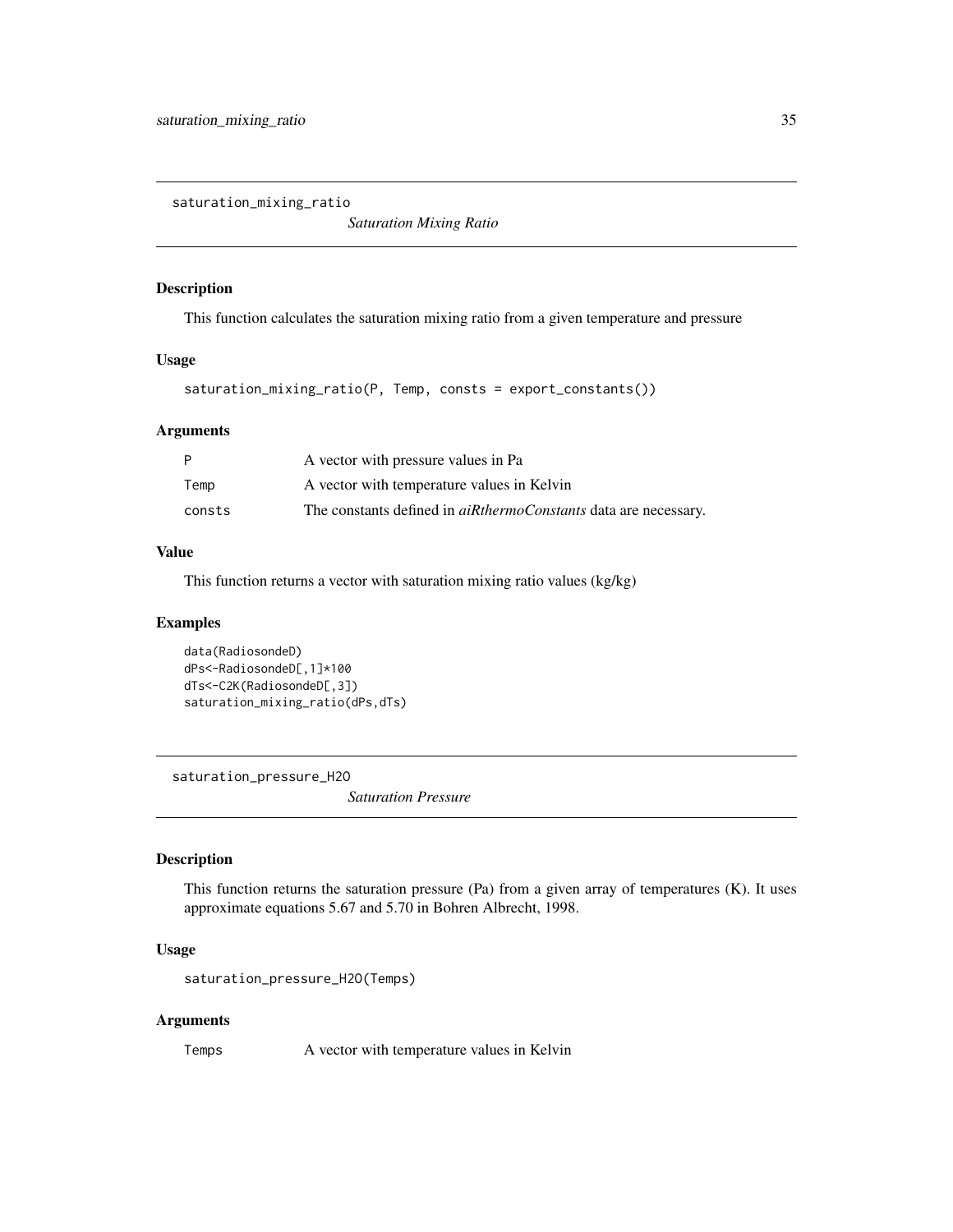## saturation_mixing_ratio

*Saturation Mixing Ratio*

### Description

This function calculates the saturation mixing ratio from a given temperature and pressure

### Usage

```
saturation_mixing_ratio(P, Temp, consts = export_constants())
```

### Arguments

| | |
|---|---|
| P | A vector with pressure values in Pa |
| Temp | A vector with temperature values in Kelvin |
| consts | The constants defined in *aiRthermoConstants* data are necessary. |

### Value

This function returns a vector with saturation mixing ratio values (kg/kg)

### Examples

```
data(RadiosondeD)
dPs<-RadiosondeD[,1]*100
dTs<-C2K(RadiosondeD[,3])
saturation_mixing_ratio(dPs,dTs)
```

## saturation_pressure_H2O

*Saturation Pressure*

### Description

This function returns the saturation pressure (Pa) from a given array of temperatures (K). It uses approximate equations 5.67 and 5.70 in Bohren Albrecht, 1998.

### Usage

```
saturation_pressure_H2O(Temps)
```

### Arguments

| | |
|---|---|
| Temps | A vector with temperature values in Kelvin |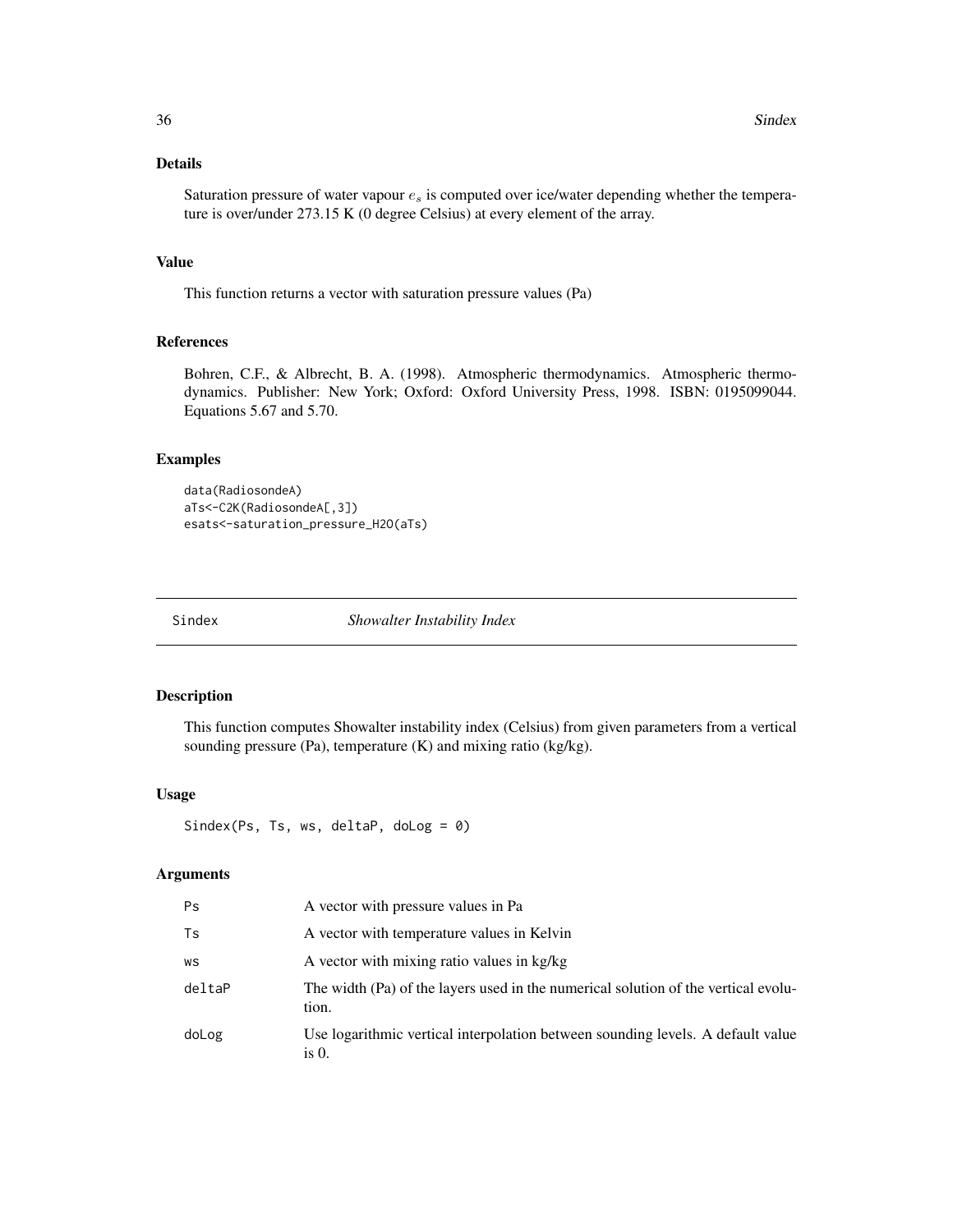## Details

Saturation pressure of water vapour $e_s$ is computed over ice/water depending whether the temperature is over/under 273.15 K (0 degree Celsius) at every element of the array.

## Value

This function returns a vector with saturation pressure values (Pa)

## References

Bohren, C.F., & Albrecht, B. A. (1998). Atmospheric thermodynamics. Atmospheric thermodynamics. Publisher: New York; Oxford: Oxford University Press, 1998. ISBN: 0195099044. Equations 5.67 and 5.70.

## Examples

```
data(RadiosondeA)
aTs<-C2K(RadiosondeA[,3])
esats<-saturation_pressure_H2O(aTs)
```

---

# Sindex — *Showalter Instability Index*

---

## Description

This function computes Showalter instability index (Celsius) from given parameters from a vertical sounding pressure (Pa), temperature (K) and mixing ratio (kg/kg).

## Usage

```
Sindex(Ps, Ts, ws, deltaP, doLog = 0)
```

## Arguments

| | |
|---|---|
| Ps | A vector with pressure values in Pa |
| Ts | A vector with temperature values in Kelvin |
| ws | A vector with mixing ratio values in kg/kg |
| deltaP | The width (Pa) of the layers used in the numerical solution of the vertical evolution. |
| doLog | Use logarithmic vertical interpolation between sounding levels. A default value is 0. |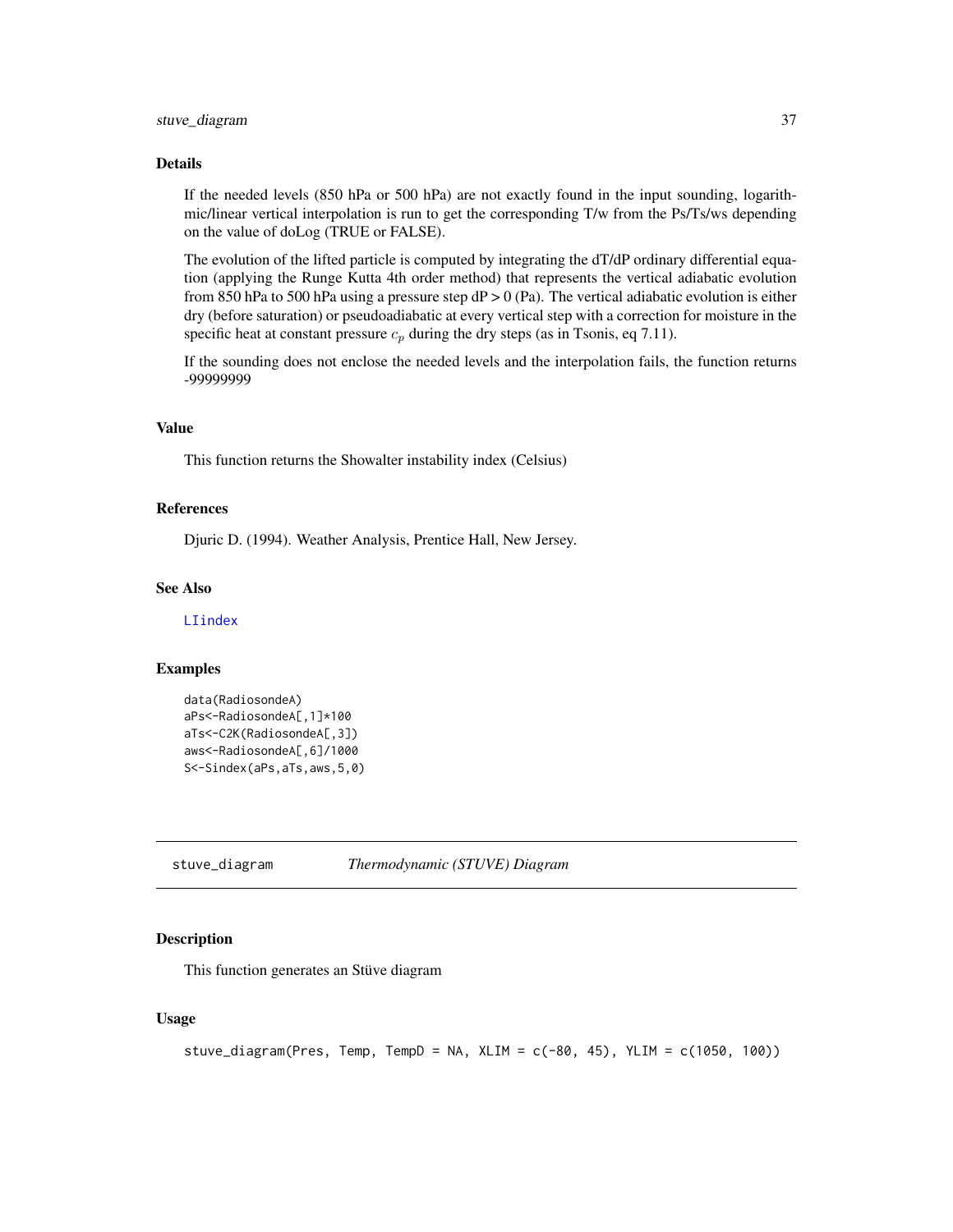### Details

If the needed levels (850 hPa or 500 hPa) are not exactly found in the input sounding, logarithmic/linear vertical interpolation is run to get the corresponding T/w from the Ps/Ts/ws depending on the value of doLog (TRUE or FALSE).

The evolution of the lifted particle is computed by integrating the dT/dP ordinary differential equation (applying the Runge Kutta 4th order method) that represents the vertical adiabatic evolution from 850 hPa to 500 hPa using a pressure step dP > 0 (Pa). The vertical adiabatic evolution is either dry (before saturation) or pseudoadiabatic at every vertical step with a correction for moisture in the specific heat at constant pressure $c_p$ during the dry steps (as in Tsonis, eq 7.11).

If the sounding does not enclose the needed levels and the interpolation fails, the function returns -99999999

### Value

This function returns the Showalter instability index (Celsius)

### References

Djuric D. (1994). Weather Analysis, Prentice Hall, New Jersey.

### See Also

LIindex

### Examples

```
data(RadiosondeA)
aPs<-RadiosondeA[,1]*100
aTs<-C2K(RadiosondeA[,3])
aws<-RadiosondeA[,6]/1000
S<-Sindex(aPs,aTs,aws,5,0)
```

---

## stuve_diagram *Thermodynamic (STUVE) Diagram*

### Description

This function generates an Stüve diagram

### Usage

```
stuve_diagram(Pres, Temp, TempD = NA, XLIM = c(-80, 45), YLIM = c(1050, 100))
```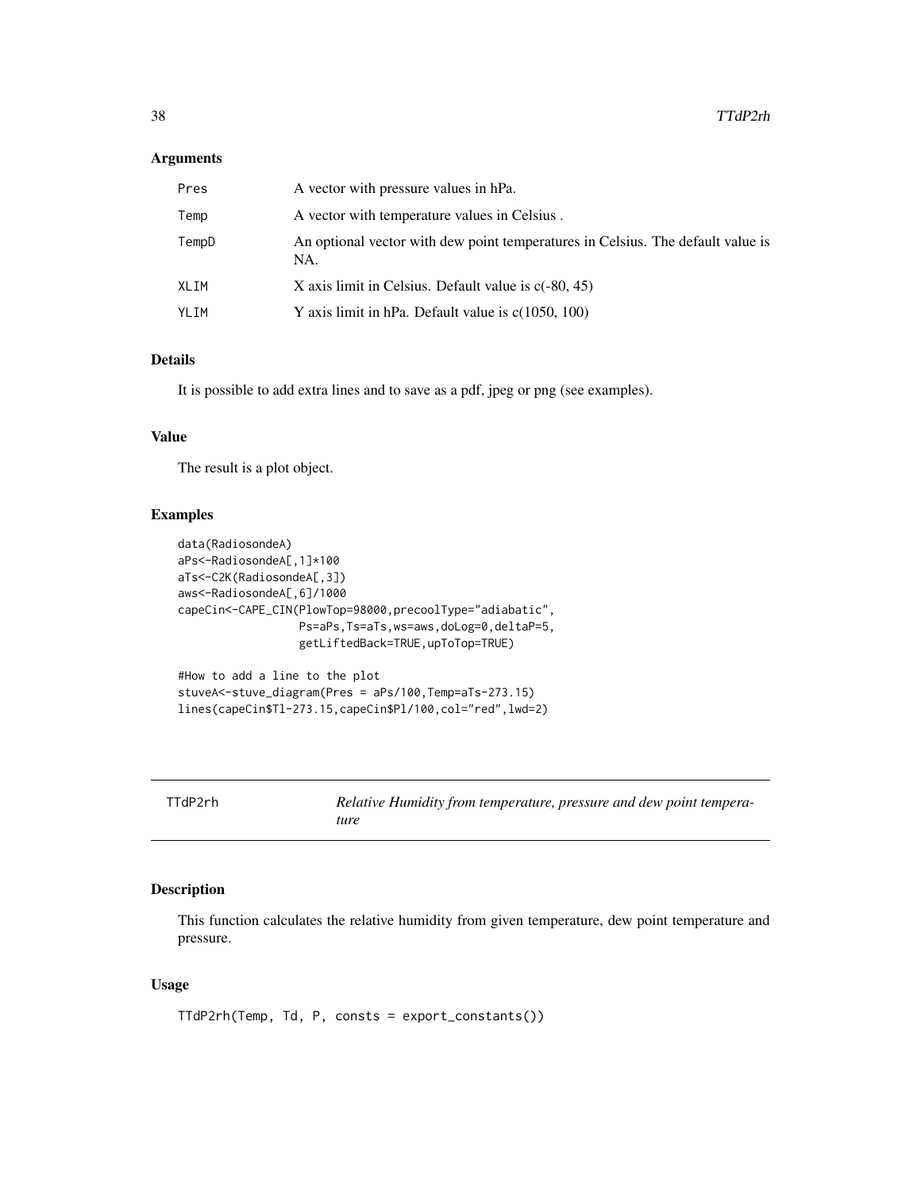## Arguments

| | |
|---|---|
| Pres | A vector with pressure values in hPa. |
| Temp | A vector with temperature values in Celsius . |
| TempD | An optional vector with dew point temperatures in Celsius. The default value is NA. |
| XLIM | X axis limit in Celsius. Default value is c(-80, 45) |
| YLIM | Y axis limit in hPa. Default value is c(1050, 100) |

## Details

It is possible to add extra lines and to save as a pdf, jpeg or png (see examples).

## Value

The result is a plot object.

## Examples

```
data(RadiosondeA)
aPs<-RadiosondeA[,1]*100
aTs<-C2K(RadiosondeA[,3])
aws<-RadiosondeA[,6]/1000
capeCin<-CAPE_CIN(PlowTop=98000,precoolType="adiabatic",
                  Ps=aPs,Ts=aTs,ws=aws,doLog=0,deltaP=5,
                  getLiftedBack=TRUE,upToTop=TRUE)

#How to add a line to the plot
stuveA<-stuve_diagram(Pres = aPs/100,Temp=aTs-273.15)
lines(capeCin$Tl-273.15,capeCin$Pl/100,col="red",lwd=2)
```

---

# TTdP2rh — *Relative Humidity from temperature, pressure and dew point temperature*

## Description

This function calculates the relative humidity from given temperature, dew point temperature and pressure.

## Usage

```
TTdP2rh(Temp, Td, P, consts = export_constants())
```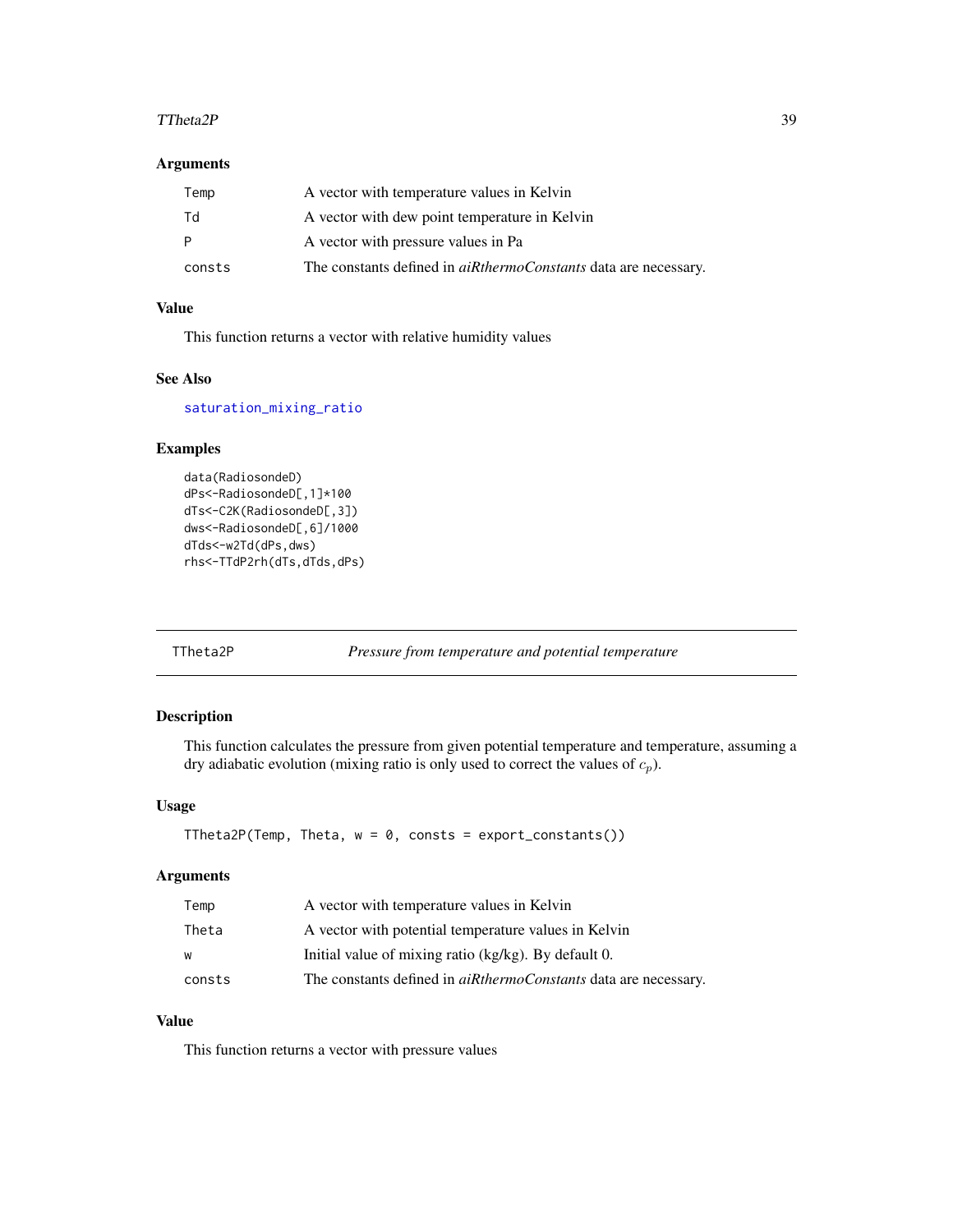### Arguments

| | |
|---|---|
| Temp | A vector with temperature values in Kelvin |
| Td | A vector with dew point temperature in Kelvin |
| P | A vector with pressure values in Pa |
| consts | The constants defined in *aiRthermoConstants* data are necessary. |

### Value

This function returns a vector with relative humidity values

### See Also

saturation_mixing_ratio

### Examples

```
data(RadiosondeD)
dPs<-RadiosondeD[,1]*100
dTs<-C2K(RadiosondeD[,3])
dws<-RadiosondeD[,6]/1000
dTds<-w2Td(dPs,dws)
rhs<-TTdP2rh(dTs,dTds,dPs)
```

---

## TTheta2P — *Pressure from temperature and potential temperature*

### Description

This function calculates the pressure from given potential temperature and temperature, assuming a dry adiabatic evolution (mixing ratio is only used to correct the values of $c_p$).

### Usage

```
TTheta2P(Temp, Theta, w = 0, consts = export_constants())
```

### Arguments

| | |
|---|---|
| Temp | A vector with temperature values in Kelvin |
| Theta | A vector with potential temperature values in Kelvin |
| w | Initial value of mixing ratio (kg/kg). By default 0. |
| consts | The constants defined in *aiRthermoConstants* data are necessary. |

### Value

This function returns a vector with pressure values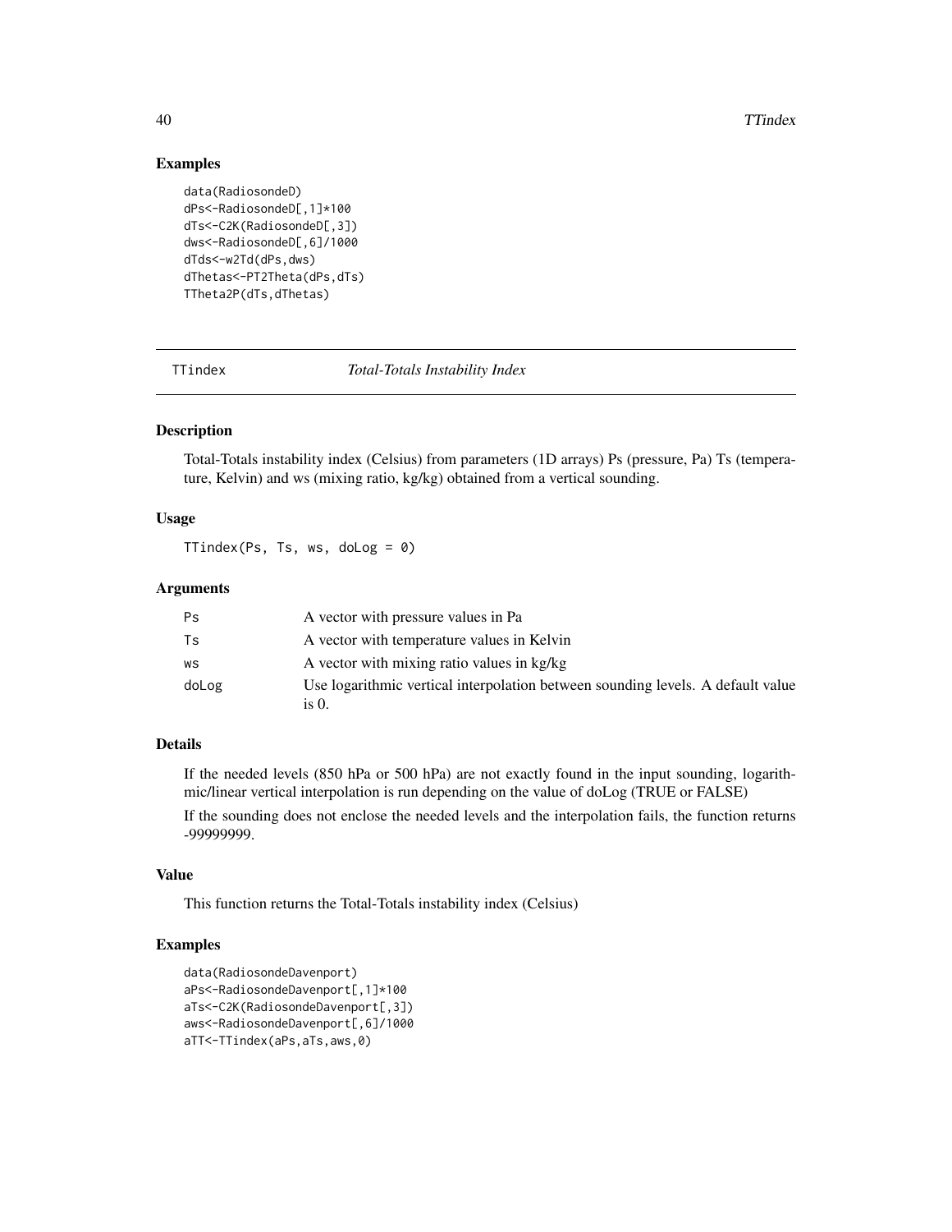## Examples

```
data(RadiosondeD)
dPs<-RadiosondeD[,1]*100
dTs<-C2K(RadiosondeD[,3])
dws<-RadiosondeD[,6]/1000
dTds<-w2Td(dPs,dws)
dThetas<-PT2Theta(dPs,dTs)
TTheta2P(dTs,dThetas)
```

---

# TTindex *Total-Totals Instability Index*

## Description

Total-Totals instability index (Celsius) from parameters (1D arrays) Ps (pressure, Pa) Ts (temperature, Kelvin) and ws (mixing ratio, kg/kg) obtained from a vertical sounding.

## Usage

```
TTindex(Ps, Ts, ws, doLog = 0)
```

## Arguments

| | |
|---|---|
| Ps | A vector with pressure values in Pa |
| Ts | A vector with temperature values in Kelvin |
| ws | A vector with mixing ratio values in kg/kg |
| doLog | Use logarithmic vertical interpolation between sounding levels. A default value is 0. |

## Details

If the needed levels (850 hPa or 500 hPa) are not exactly found in the input sounding, logarithmic/linear vertical interpolation is run depending on the value of doLog (TRUE or FALSE)

If the sounding does not enclose the needed levels and the interpolation fails, the function returns -99999999.

## Value

This function returns the Total-Totals instability index (Celsius)

## Examples

```
data(RadiosondeDavenport)
aPs<-RadiosondeDavenport[,1]*100
aTs<-C2K(RadiosondeDavenport[,3])
aws<-RadiosondeDavenport[,6]/1000
aTT<-TTindex(aPs,aTs,aws,0)
```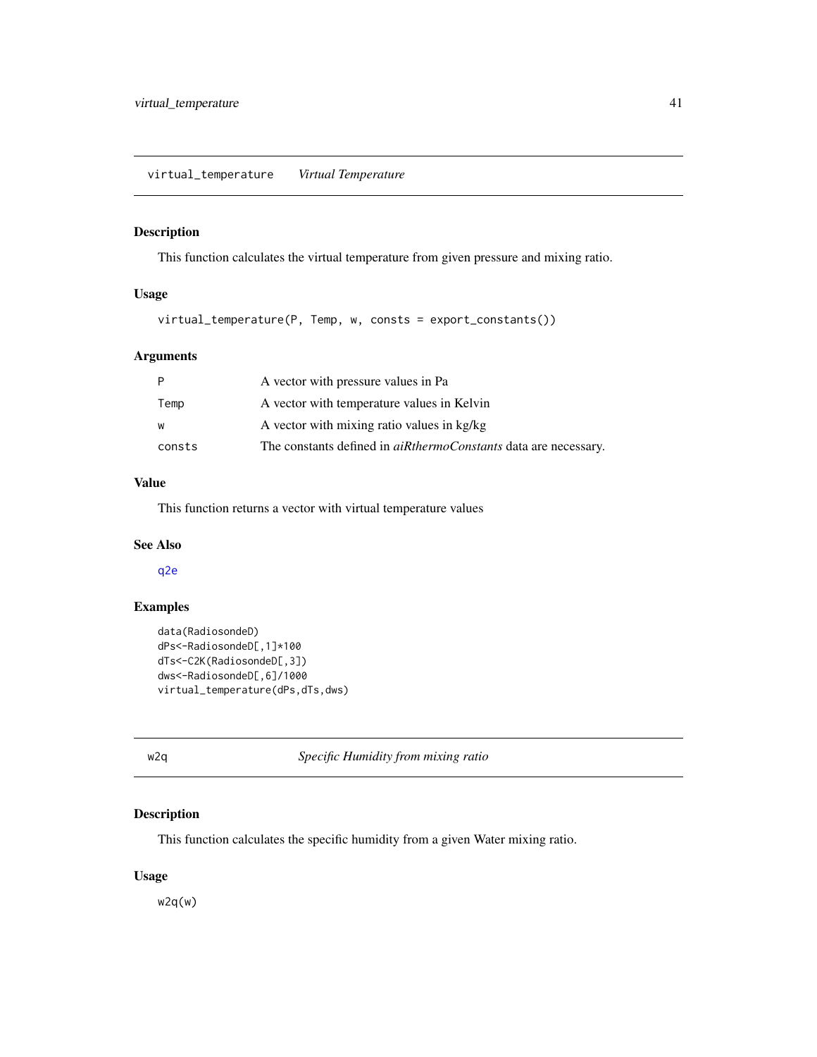## virtual_temperature *Virtual Temperature*

### Description

This function calculates the virtual temperature from given pressure and mixing ratio.

### Usage

```
virtual_temperature(P, Temp, w, consts = export_constants())
```

### Arguments

| | |
|---|---|
| P | A vector with pressure values in Pa |
| Temp | A vector with temperature values in Kelvin |
| w | A vector with mixing ratio values in kg/kg |
| consts | The constants defined in *aiRthermoConstants* data are necessary. |

### Value

This function returns a vector with virtual temperature values

### See Also

q2e

### Examples

```
data(RadiosondeD)
dPs<-RadiosondeD[,1]*100
dTs<-C2K(RadiosondeD[,3])
dws<-RadiosondeD[,6]/1000
virtual_temperature(dPs,dTs,dws)
```

## w2q *Specific Humidity from mixing ratio*

### Description

This function calculates the specific humidity from a given Water mixing ratio.

### Usage

```
w2q(w)
```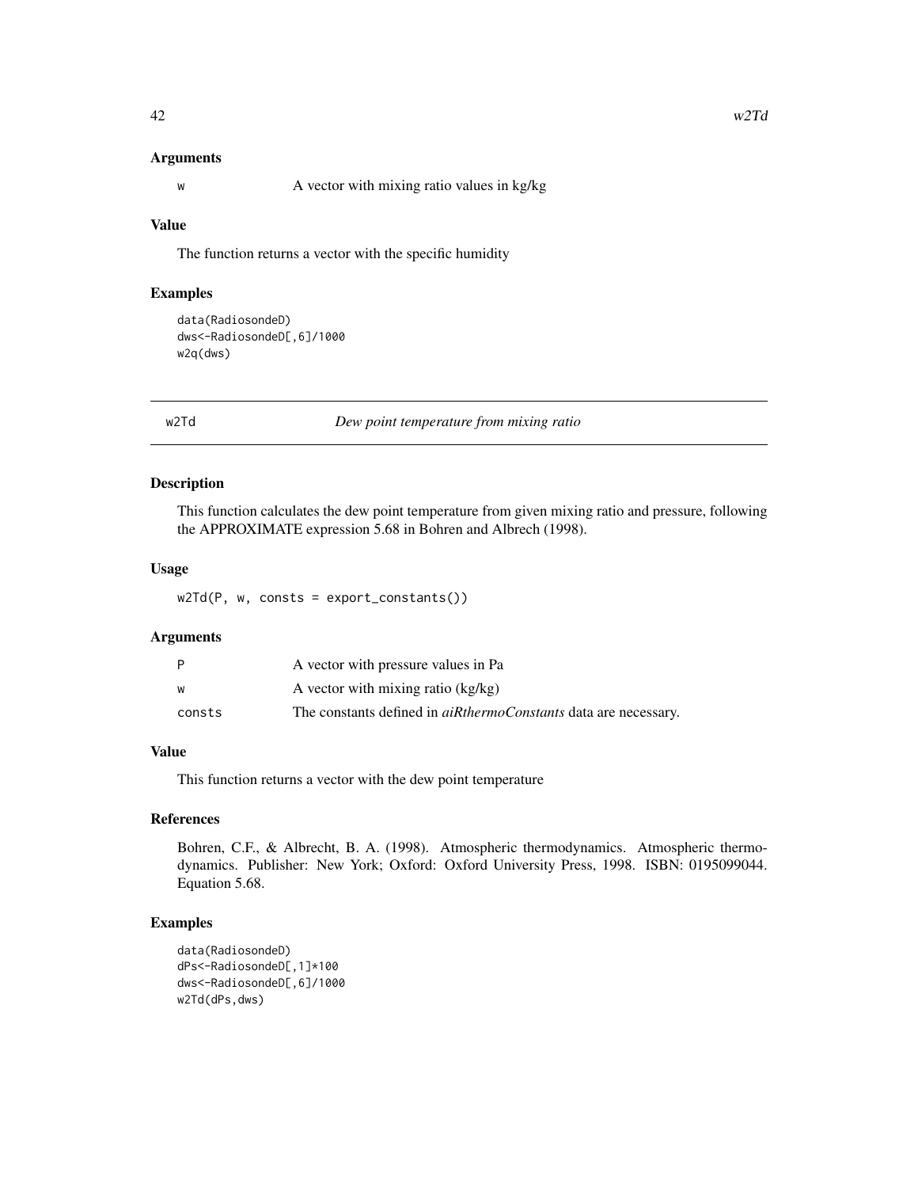### Arguments

w — A vector with mixing ratio values in kg/kg

### Value

The function returns a vector with the specific humidity

### Examples

```
data(RadiosondeD)
dws<-RadiosondeD[,6]/1000
w2q(dws)
```

---

## w2Td — *Dew point temperature from mixing ratio*

### Description

This function calculates the dew point temperature from given mixing ratio and pressure, following the APPROXIMATE expression 5.68 in Bohren and Albrech (1998).

### Usage

```
w2Td(P, w, consts = export_constants())
```

### Arguments

| | |
|---|---|
| P | A vector with pressure values in Pa |
| w | A vector with mixing ratio (kg/kg) |
| consts | The constants defined in *aiRthermoConstants* data are necessary. |

### Value

This function returns a vector with the dew point temperature

### References

Bohren, C.F., & Albrecht, B. A. (1998). Atmospheric thermodynamics. Atmospheric thermodynamics. Publisher: New York; Oxford: Oxford University Press, 1998. ISBN: 0195099044. Equation 5.68.

### Examples

```
data(RadiosondeD)
dPs<-RadiosondeD[,1]*100
dws<-RadiosondeD[,6]/1000
w2Td(dPs,dws)
```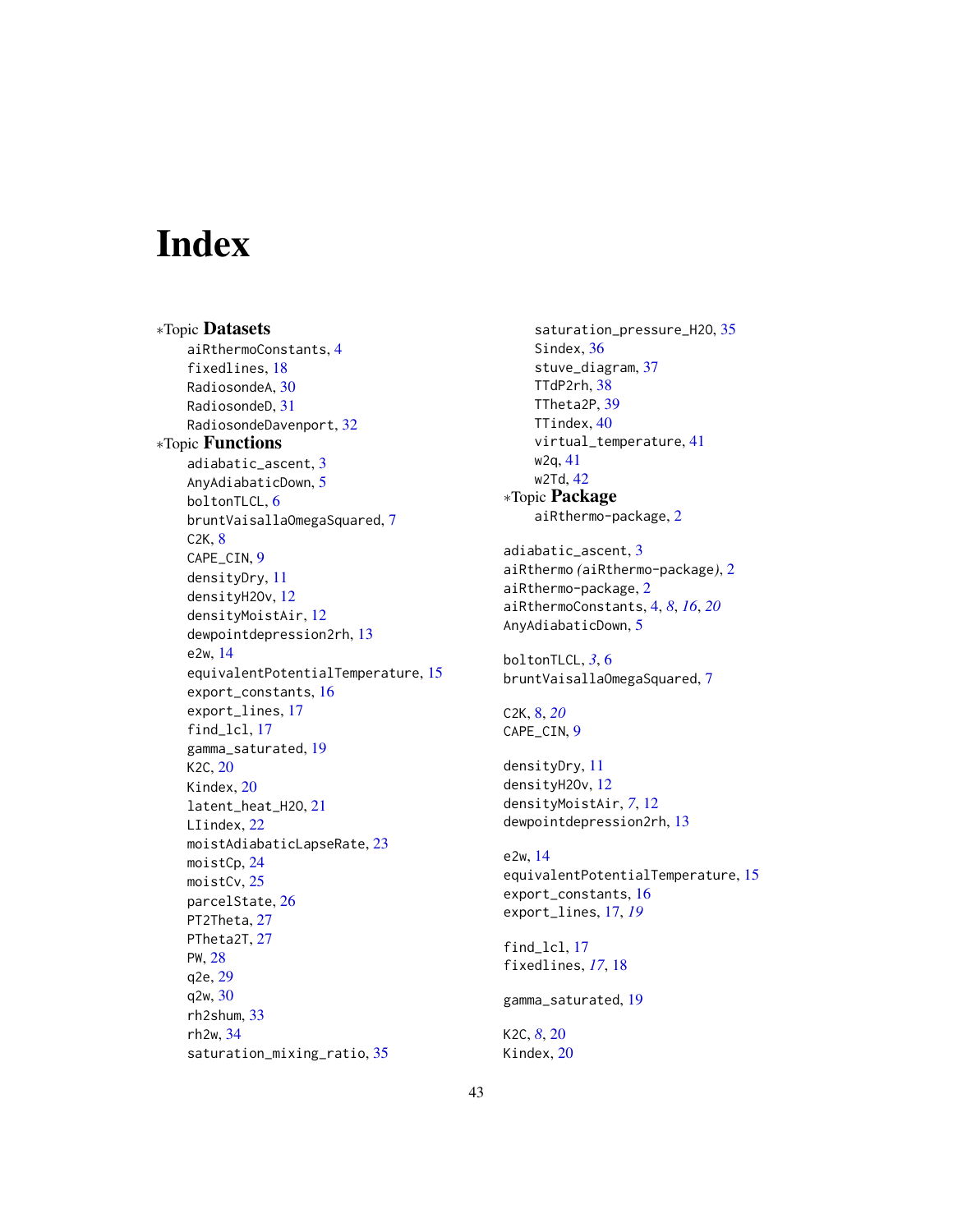# Index

∗Topic **Datasets**

- aiRthermoConstants, 4
- fixedlines, 18
- RadiosondeA, 30
- RadiosondeD, 31
- RadiosondeDavenport, 32

∗Topic **Functions**

- adiabatic_ascent, 3
- AnyAdiabaticDown, 5
- boltonTLCL, 6
- bruntVaisallaOmegaSquared, 7
- C2K, 8
- CAPE_CIN, 9
- densityDry, 11
- densityH2Ov, 12
- densityMoistAir, 12
- dewpointdepression2rh, 13
- e2w, 14
- equivalentPotentialTemperature, 15
- export_constants, 16
- export_lines, 17
- find_lcl, 17
- gamma_saturated, 19
- K2C, 20
- Kindex, 20
- latent_heat_H2O, 21
- LIindex, 22
- moistAdiabaticLapseRate, 23
- moistCp, 24
- moistCv, 25
- parcelState, 26
- PT2Theta, 27
- PTheta2T, 27
- PW, 28
- q2e, 29
- q2w, 30
- rh2shum, 33
- rh2w, 34
- saturation_mixing_ratio, 35
- saturation_pressure_H2O, 35
- Sindex, 36
- stuve_diagram, 37
- TTdP2rh, 38
- TTheta2P, 39
- TTindex, 40
- virtual_temperature, 41
- w2q, 41
- w2Td, 42

∗Topic **Package**

- aiRthermo-package, 2

adiabatic_ascent, 3
aiRthermo *(aiRthermo-package)*, 2
aiRthermo-package, 2
aiRthermoConstants, 4, *8*, *16*, *20*
AnyAdiabaticDown, 5

boltonTLCL, *3*, 6
bruntVaisallaOmegaSquared, 7

C2K, 8, *20*
CAPE_CIN, 9

densityDry, 11
densityH2Ov, 12
densityMoistAir, *7*, 12
dewpointdepression2rh, 13

e2w, 14
equivalentPotentialTemperature, 15
export_constants, 16
export_lines, 17, *19*

find_lcl, 17
fixedlines, *17*, 18

gamma_saturated, 19

K2C, *8*, 20
Kindex, 20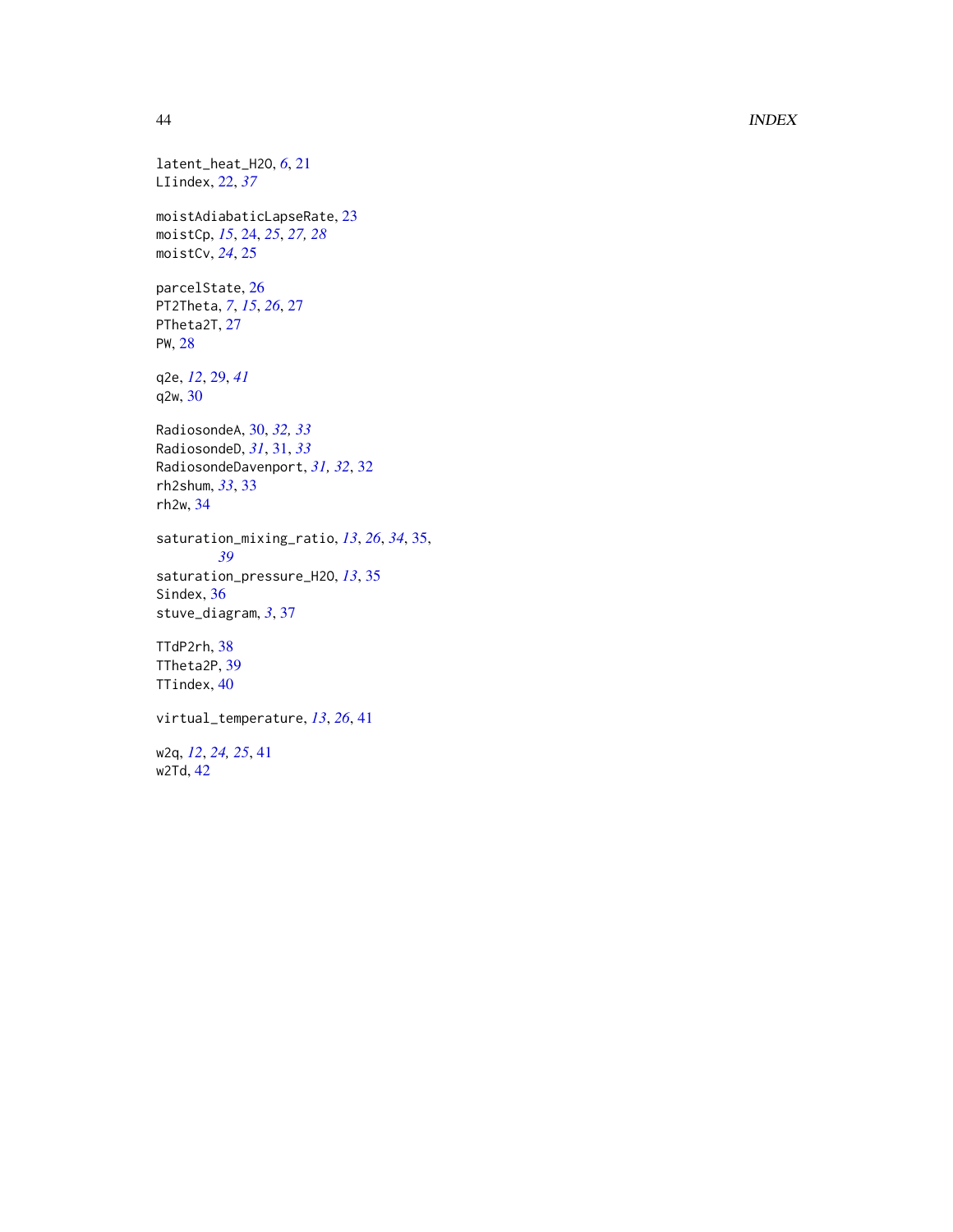latent_heat_H2O, *6*, 21
LIindex, 22, *37*

moistAdiabaticLapseRate, 23
moistCp, *15*, 24, *25*, *27, 28*
moistCv, *24*, 25

parcelState, 26
PT2Theta, *7*, *15*, *26*, 27
PTheta2T, 27
PW, 28

q2e, *12*, 29, *41*
q2w, 30

RadiosondeA, 30, *32, 33*
RadiosondeD, *31*, 31, *33*
RadiosondeDavenport, *31, 32*, 32
rh2shum, *33*, 33
rh2w, 34

saturation_mixing_ratio, *13*, *26*, *34*, 35, *39*
saturation_pressure_H2O, *13*, 35
Sindex, 36
stuve_diagram, *3*, 37

TTdP2rh, 38
TTheta2P, 39
TTindex, 40

virtual_temperature, *13*, *26*, 41

w2q, *12*, *24, 25*, 41
w2Td, 42